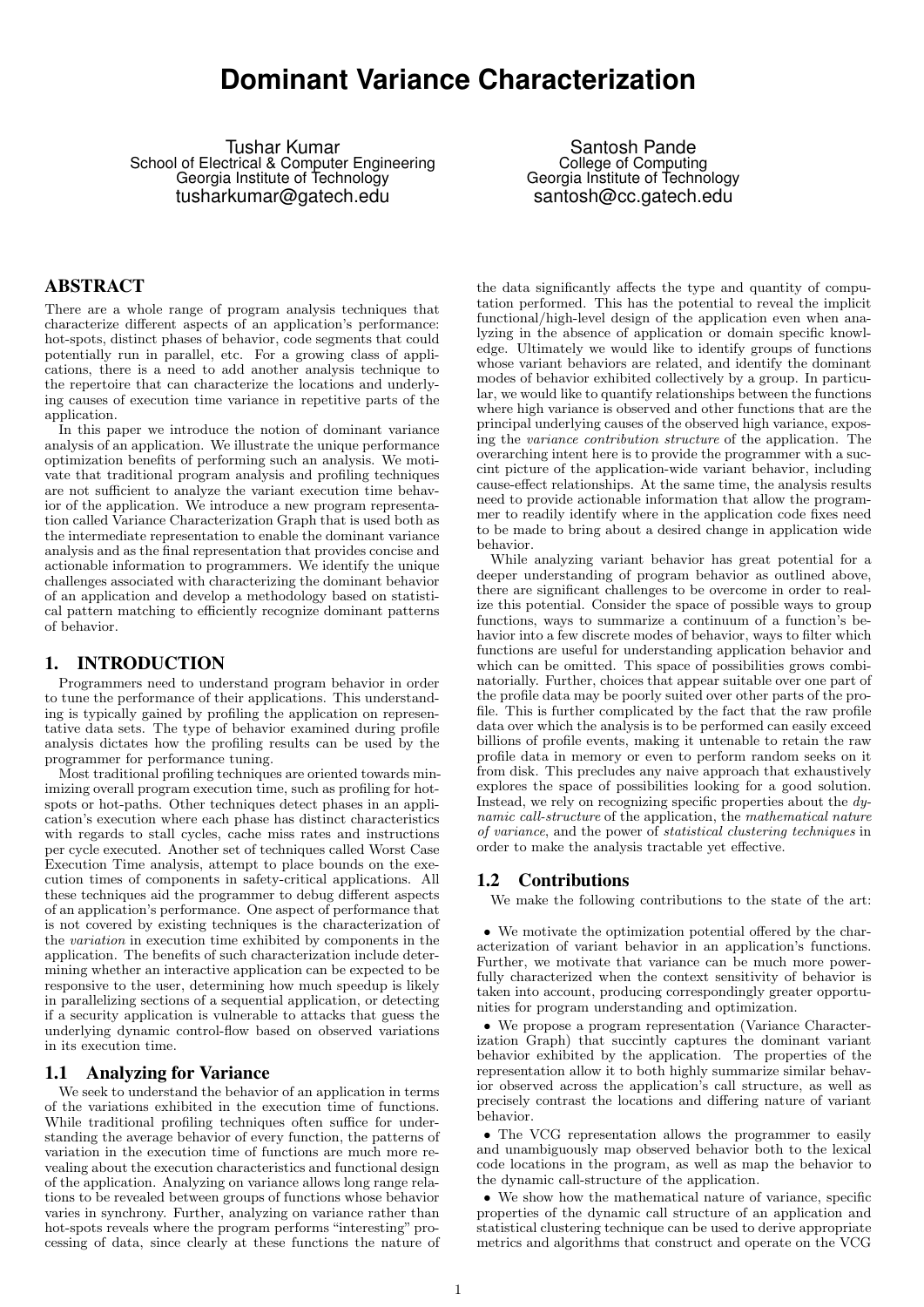# Dominant Variance Characterization

Tushar Kumar
School of Electrical & Computer Engineering
Georgia Institute of Technology
tusharkumar@gatech.edu

Santosh Pande
College of Computing
Georgia Institute of Technology
santosh@cc.gatech.edu

## ABSTRACT

There are a whole range of program analysis techniques that characterize different aspects of an application's performance: hot-spots, distinct phases of behavior, code segments that could potentially run in parallel, etc. For a growing class of applications, there is a need to add another analysis technique to the repertoire that can characterize the locations and underlying causes of execution time variance in repetitive parts of the application.

In this paper we introduce the notion of dominant variance analysis of an application. We illustrate the unique performance optimization benefits of performing such an analysis. We motivate that traditional program analysis and profiling techniques are not sufficient to analyze the variant execution time behavior of the application. We introduce a new program representation called Variance Characterization Graph that is used both as the intermediate representation to enable the dominant variance analysis and as the final representation that provides concise and actionable information to programmers. We identify the unique challenges associated with characterizing the dominant behavior of an application and develop a methodology based on statistical pattern matching to efficiently recognize dominant patterns of behavior.

## 1. INTRODUCTION

Programmers need to understand program behavior in order to tune the performance of their applications. This understanding is typically gained by profiling the application on representative data sets. The type of behavior examined during profile analysis dictates how the profiling results can be used by the programmer for performance tuning.

Most traditional profiling techniques are oriented towards minimizing overall program execution time, such as profiling for hot-spots or hot-paths. Other techniques detect phases in an application's execution where each phase has distinct characteristics with regards to stall cycles, cache miss rates and instructions per cycle executed. Another set of techniques called Worst Case Execution Time analysis, attempt to place bounds on the execution times of components in safety-critical applications. All these techniques aid the programmer to debug different aspects of an application's performance. One aspect of performance that is not covered by existing techniques is the characterization of the *variation* in execution time exhibited by components in the application. The benefits of such characterization include determining whether an interactive application can be expected to be responsive to the user, determining how much speedup is likely in parallelizing sections of a sequential application, or detecting if a security application is vulnerable to attacks that guess the underlying dynamic control-flow based on observed variations in its execution time.

### 1.1 Analyzing for Variance

We seek to understand the behavior of an application in terms of the variations exhibited in the execution time of functions. While traditional profiling techniques often suffice for understanding the average behavior of every function, the patterns of variation in the execution time of functions are much more revealing about the execution characteristics and functional design of the application. Analyzing on variance allows long range relations to be revealed between groups of functions whose behavior varies in synchrony. Further, analyzing on variance rather than hot-spots reveals where the program performs "interesting" processing of data, since clearly at these functions the nature of the data significantly affects the type and quantity of computation performed. This has the potential to reveal the implicit functional/high-level design of the application even when analyzing in the absence of application or domain specific knowledge. Ultimately we would like to identify groups of functions whose variant behaviors are related, and identify the dominant modes of behavior exhibited collectively by a group. In particular, we would like to quantify relationships between the functions where high variance is observed and other functions that are the principal underlying causes of the observed high variance, exposing the *variance contribution structure* of the application. The overarching intent here is to provide the programmer with a succint picture of the application-wide variant behavior, including cause-effect relationships. At the same time, the analysis results need to provide actionable information that allow the programmer to readily identify where in the application code fixes need to be made to bring about a desired change in application wide behavior.

While analyzing variant behavior has great potential for a deeper understanding of program behavior as outlined above, there are significant challenges to be overcome in order to realize this potential. Consider the space of possible ways to group functions, ways to summarize a continuum of a function's behavior into a few discrete modes of behavior, ways to filter which functions are useful for understanding application behavior and which can be omitted. This space of possibilities grows combinatorially. Further, choices that appear suitable over one part of the profile data may be poorly suited over other parts of the profile. This is further complicated by the fact that the raw profile data over which the analysis is to be performed can easily exceed billions of profile events, making it untenable to retain the raw profile data in memory or even to perform random seeks on it from disk. This precludes any naive approach that exhaustively explores the space of possibilities looking for a good solution. Instead, we rely on recognizing specific properties about the *dynamic call-structure* of the application, the *mathematical nature of variance*, and the power of *statistical clustering techniques* in order to make the analysis tractable yet effective.

### 1.2 Contributions

We make the following contributions to the state of the art:

- We motivate the optimization potential offered by the characterization of variant behavior in an application's functions. Further, we motivate that variance can be much more powerfully characterized when the context sensitivity of behavior is taken into account, producing correspondingly greater opportunities for program understanding and optimization.
- We propose a program representation (Variance Characterization Graph) that succintly captures the dominant variant behavior exhibited by the application. The properties of the representation allow it to both highly summarize similar behavior observed across the application's call structure, as well as precisely contrast the locations and differing nature of variant behavior.
- The VCG representation allows the programmer to easily and unambiguously map observed behavior both to the lexical code locations in the program, as well as map the behavior to the dynamic call-structure of the application.
- We show how the mathematical nature of variance, specific properties of the dynamic call structure of an application and statistical clustering technique can be used to derive appropriate metrics and algorithms that construct and operate on the VCG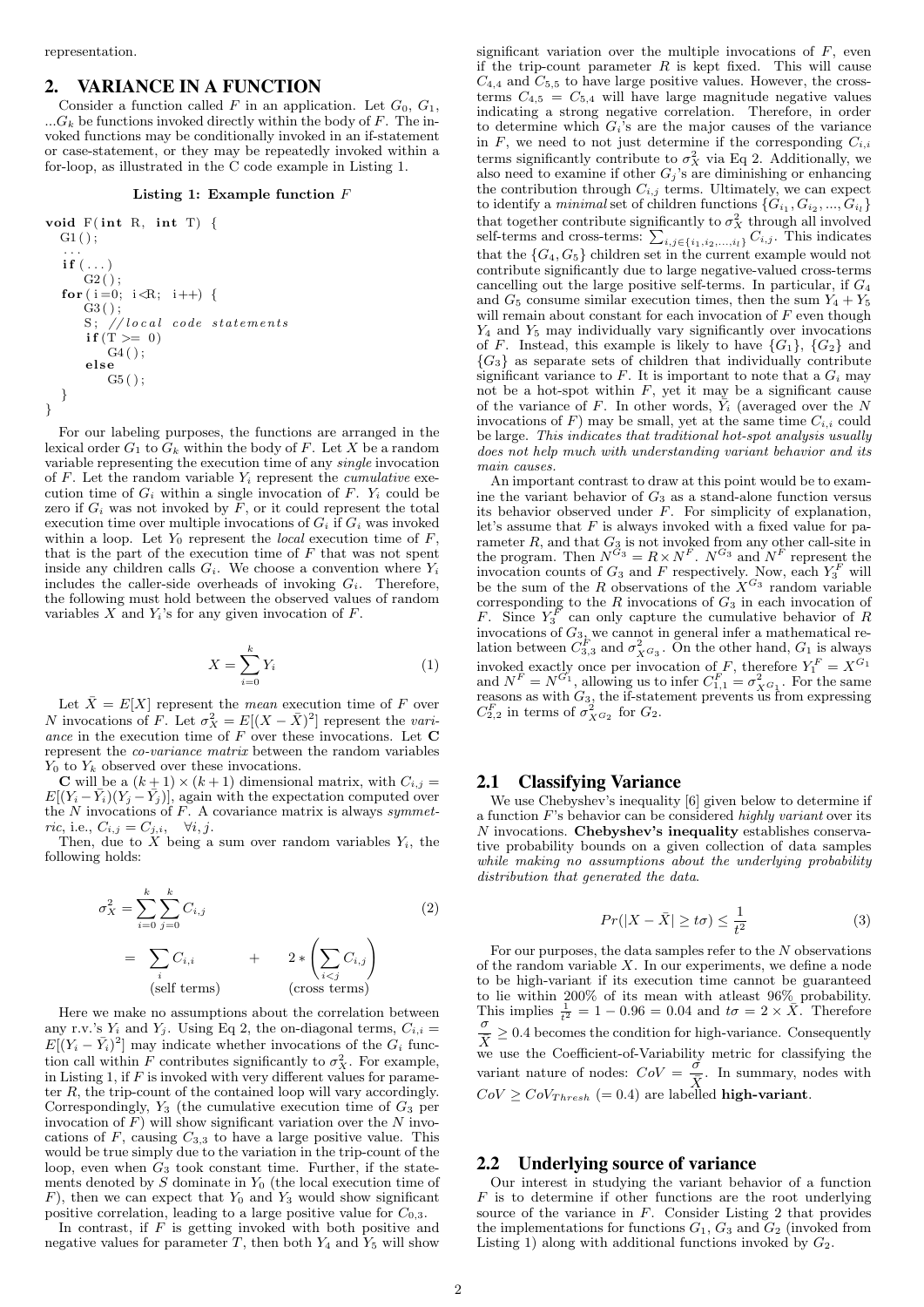representation.

## 2. VARIANCE IN A FUNCTION

Consider a function called $F$ in an application. Let $G_0$, $G_1$, ...$G_k$ be functions invoked directly within the body of $F$. The invoked functions may be conditionally invoked in an if-statement or case-statement, or they may be repeatedly invoked within a for-loop, as illustrated in the C code example in Listing 1.

**Listing 1: Example function $F$**

```
void F(int R, int T) {
  G1();
  ...
  if(...)
     G2();
  for(i=0; i<R; i++) {
     G3();
     S; //local code statements
     if(T >= 0)
        G4();
     else
        G5();
  }
}
```

For our labeling purposes, the functions are arranged in the lexical order $G_1$ to $G_k$ within the body of $F$. Let $X$ be a random variable representing the execution time of any *single* invocation of $F$. Let the random variable $Y_i$ represent the *cumulative* execution time of $G_i$ within a single invocation of $F$. $Y_i$ could be zero if $G_i$ was not invoked by $F$, or it could represent the total execution time over multiple invocations of $G_i$ if $G_i$ was invoked within a loop. Let $Y_0$ represent the *local* execution time of $F$, that is the part of the execution time of $F$ that was not spent inside any children calls $G_i$. We choose a convention where $Y_i$ includes the caller-side overheads of invoking $G_i$. Therefore, the following must hold between the observed values of random variables $X$ and $Y_i$'s for any given invocation of $F$.

$$X = \sum_{i=0}^{k} Y_i \tag{1}$$

Let $\bar{X} = E[X]$ represent the *mean* execution time of $F$ over $N$ invocations of $F$. Let $\sigma_X^2 = E[(X - \bar{X})^2]$ represent the *variance* in the execution time of $F$ over these invocations. Let $\mathbf{C}$ represent the *co-variance matrix* between the random variables $Y_0$ to $Y_k$ observed over these invocations.

$\mathbf{C}$ will be a $(k+1) \times (k+1)$ dimensional matrix, with $C_{i,j} = E[(Y_i - \bar{Y}_i)(Y_j - \bar{Y}_j)]$, again with the expectation computed over the $N$ invocations of $F$. A covariance matrix is always *symmetric*, i.e., $C_{i,j} = C_{j,i}, \quad \forall i, j$.

Then, due to $X$ being a sum over random variables $Y_i$, the following holds:

$$\begin{aligned} \sigma_X^2 &= \sum_{i=0}^{k} \sum_{j=0}^{k} C_{i,j} \\ &= \underbrace{\sum_{i} C_{i,i}}_{\text{(self terms)}} \quad + \quad \underbrace{2 * \left( \sum_{i<j} C_{i,j} \right)}_{\text{(cross terms)}} \end{aligned} \tag{2}$$

Here we make no assumptions about the correlation between any r.v.'s $Y_i$ and $Y_j$. Using Eq 2, the on-diagonal terms, $C_{i,i} = E[(Y_i - \bar{Y}_i)^2]$ may indicate whether invocations of the $G_i$ function call within $F$ contributes significantly to $\sigma_X^2$. For example, in Listing 1, if $F$ is invoked with very different values for parameter $R$, the trip-count of the contained loop will vary accordingly. Correspondingly, $Y_3$ (the cumulative execution time of $G_3$ per invocation of $F$) will show significant variation over the $N$ invocations of $F$, causing $C_{3,3}$ to have a large positive value. This would be true simply due to the variation in the trip-count of the loop, even when $G_3$ took constant time. Further, if the statements denoted by $S$ dominate in $Y_0$ (the local execution time of $F$), then we can expect that $Y_0$ and $Y_3$ would show significant positive correlation, leading to a large positive value for $C_{0,3}$.

In contrast, if $F$ is getting invoked with both positive and negative values for parameter $T$, then both $Y_4$ and $Y_5$ will show significant variation over the multiple invocations of $F$, even if the trip-count parameter $R$ is kept fixed. This will cause $C_{4,4}$ and $C_{5,5}$ to have large positive values. However, the cross-terms $C_{4,5} = C_{5,4}$ will have large magnitude negative values indicating a strong negative correlation. Therefore, in order to determine which $G_i$'s are the major causes of the variance in $F$, we need to not just determine if the corresponding $C_{i,i}$ terms significantly contribute to $\sigma_X^2$ via Eq 2. Additionally, we also need to examine if other $G_j$'s are diminishing or enhancing the contribution through $C_{i,j}$ terms. Ultimately, we can expect to identify a *minimal* set of children functions $\{G_{i_1}, G_{i_2}, ..., G_{i_l}\}$ that together contribute significantly to $\sigma_X^2$ through all involved self-terms and cross-terms: $\sum_{i,j \in \{i_1, i_2, ..., i_l\}} C_{i,j}$. This indicates that the $\{G_4, G_5\}$ children set in the current example would not contribute significantly due to large negative-valued cross-terms cancelling out the large positive self-terms. In particular, if $G_4$ and $G_5$ consume similar execution times, then the sum $Y_4 + Y_5$ will remain about constant for each invocation of $F$ even though $Y_4$ and $Y_5$ may individually vary significantly over invocations of $F$. Instead, this example is likely to have $\{G_1\}$, $\{G_2\}$ and $\{G_3\}$ as separate sets of children that individually contribute significant variance to $F$. It is important to note that a $G_i$ may not be a hot-spot within $F$, yet it may be a significant cause of the variance of $F$. In other words, $\bar{Y}_i$ (averaged over the $N$ invocations of $F$) may be small, yet at the same time $C_{i,i}$ could be large. *This indicates that traditional hot-spot analysis usually does not help much with understanding variant behavior and its main causes.*

An important contrast to draw at this point would be to examine the variant behavior of $G_3$ as a stand-alone function versus its behavior observed under $F$. For simplicity of explanation, let's assume that $F$ is always invoked with a fixed value for parameter $R$, and that $G_3$ is not invoked from any other call-site in the program. Then $N^{G_3} = R \times N^F$. $N^{G_3}$ and $N^F$ represent the invocation counts of $G_3$ and $F$ respectively. Now, each $Y_3^F$ will be the sum of the $R$ observations of the $X^{G_3}$ random variable corresponding to the $R$ invocations of $G_3$ in each invocation of $F$. Since $Y_3^F$ can only capture the cumulative behavior of $R$ invocations of $G_3$, we cannot in general infer a mathematical relation between $C_{3,3}^F$ and $\sigma^2_{X^{G_3}}$. On the other hand, $G_1$ is always invoked exactly once per invocation of $F$, therefore $Y_1^F = X^{G_1}$ and $N^F = N^{G_1}$, allowing us to infer $C_{1,1}^F = \sigma^2_{X^{G_1}}$. For the same reasons as with $G_3$, the if-statement prevents us from expressing $C_{2,2}^F$ in terms of $\sigma^2_{X^{G_2}}$ for $G_2$.

### 2.1 Classifying Variance

We use Chebyshev's inequality [6] given below to determine if a function $F$'s behavior can be considered *highly variant* over its $N$ invocations. **Chebyshev's inequality** establishes conservative probability bounds on a given collection of data samples *while making no assumptions about the underlying probability distribution that generated the data.*

$$Pr(|X - \bar{X}| \geq t\sigma) \leq \frac{1}{t^2} \tag{3}$$

For our purposes, the data samples refer to the $N$ observations of the random variable $X$. In our experiments, we define a node to be high-variant if its execution time cannot be guaranteed to lie within 200% of its mean with atleast 96% probability. This implies $\frac{1}{t^2} = 1 - 0.96 = 0.04$ and $t\sigma = 2 \times \bar{X}$. Therefore $\frac{\sigma}{\bar{X}} \geq 0.4$ becomes the condition for high-variance. Consequently we use the Coefficient-of-Variability metric for classifying the variant nature of nodes: $CoV = \frac{\sigma}{\bar{X}}$. In summary, nodes with $CoV \geq CoV_{Thresh}$ $(= 0.4)$ are labelled **high-variant**.

### 2.2 Underlying source of variance

Our interest in studying the variant behavior of a function $F$ is to determine if other functions are the root underlying source of the variance in $F$. Consider Listing 2 that provides the implementations for functions $G_1$, $G_3$ and $G_2$ (invoked from Listing 1) along with additional functions invoked by $G_2$.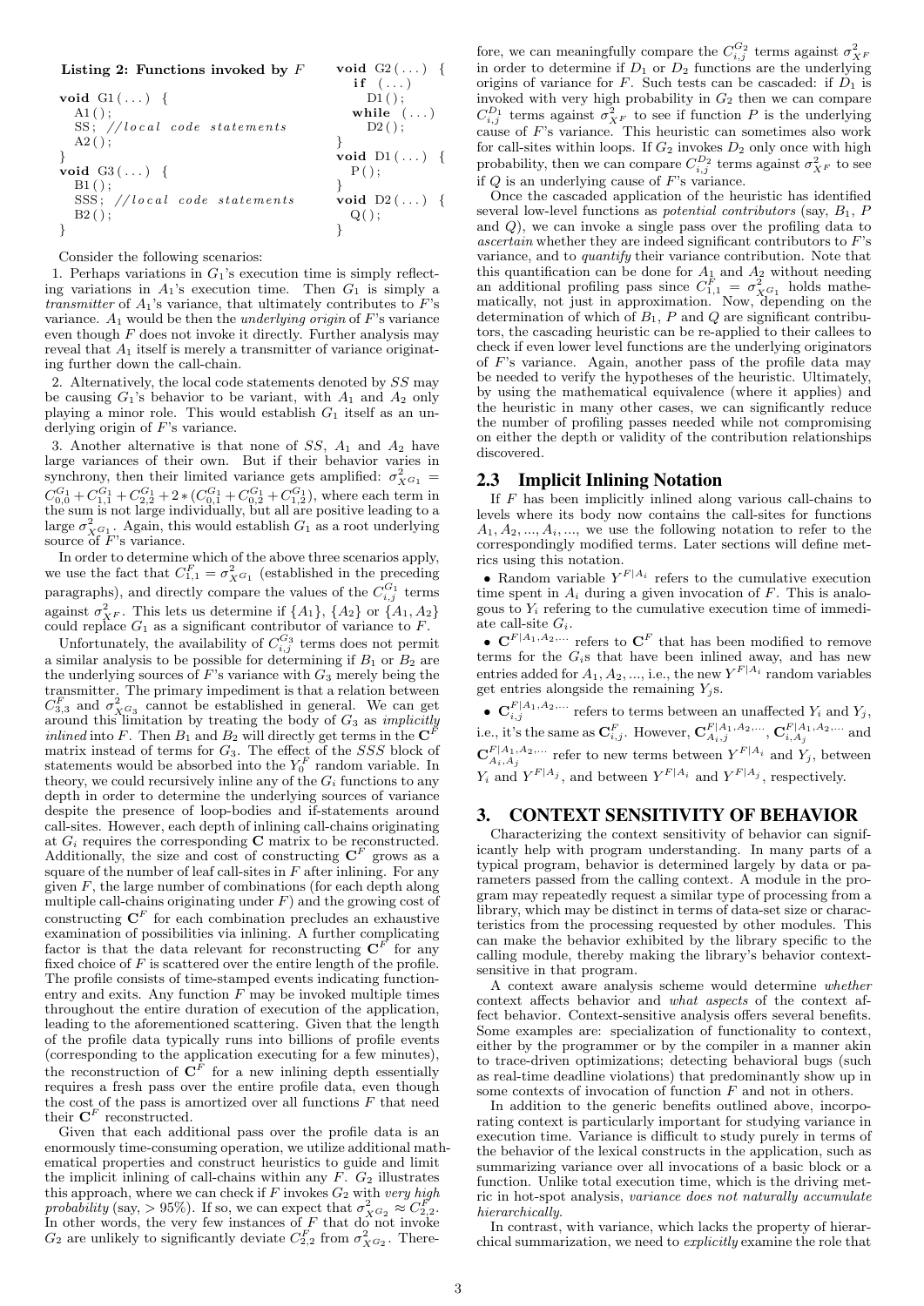**Listing 2: Functions invoked by $F$**

```
void G1(...) {
  A1();
  SS; //local code statements
  A2();
}
void G3(...) {
  B1();
  SSS; //local code statements
  B2();
}
void G2(...) {
  if (...)
    D1();
  while (...)
    D2();
}
void D1(...) {
  P();
}
void D2(...) {
  Q();
}
```

Consider the following scenarios:

1. Perhaps variations in $G_1$'s execution time is simply reflecting variations in $A_1$'s execution time. Then $G_1$ is simply a *transmitter* of $A_1$'s variance, that ultimately contributes to $F$'s variance. $A_1$ would be then the *underlying origin* of $F$'s variance even though $F$ does not invoke it directly. Further analysis may reveal that $A_1$ itself is merely a transmitter of variance originating further down the call-chain.

2. Alternatively, the local code statements denoted by $SS$ may be causing $G_1$'s behavior to be variant, with $A_1$ and $A_2$ only playing a minor role. This would establish $G_1$ itself as an underlying origin of $F$'s variance.

3. Another alternative is that none of $SS$, $A_1$ and $A_2$ have large variances of their own. But if their behavior varies in synchrony, then their limited variance gets amplified: $\sigma^2_{XG_1} = C^{G_1}_{0,0} + C^{G_1}_{1,1} + C^{G_1}_{2,2} + 2*(C^{G_1}_{0,1} + C^{G_1}_{0,2} + C^{G_1}_{1,2})$, where each term in the sum is not large individually, but all are positive leading to a large $\sigma^2_{XG_1}$. Again, this would establish $G_1$ as a root underlying source of $F$'s variance.

In order to determine which of the above three scenarios apply, we use the fact that $C^F_{1,1} = \sigma^2_{XG_1}$ (established in the preceding paragraphs), and directly compare the values of the $C^{G_1}_{i,j}$ terms against $\sigma^2_{X^F}$. This lets us determine if $\{A_1\}$, $\{A_2\}$ or $\{A_1, A_2\}$ could replace $G_1$ as a significant contributor of variance to $F$.

Unfortunately, the availability of $C^{G_3}_{i,j}$ terms does not permit a similar analysis to be possible for determining if $B_1$ or $B_2$ are the underlying sources of $F$'s variance with $G_3$ merely being the transmitter. The primary impediment is that a relation between $C^F_{3,3}$ and $\sigma^2_{XG_3}$ cannot be established in general. We can get around this limitation by treating the body of $G_3$ as *implicitly inlined* into $F$. Then $B_1$ and $B_2$ will directly get terms in the $\mathbf{C}^F$ matrix instead of terms for $G_3$. The effect of the $SSS$ block of statements would be absorbed into the $Y^F_0$ random variable. In theory, we could recursively inline any of the $G_i$ functions to any depth in order to determine the underlying sources of variance despite the presence of loop-bodies and if-statements around call-sites. However, each depth of inlining call-chains originating at $G_i$ requires the corresponding $\mathbf{C}$ matrix to be reconstructed. Additionally, the size and cost of constructing $\mathbf{C}^F$ grows as a square of the number of leaf call-sites in $F$ after inlining. For any given $F$, the large number of combinations (for each depth along multiple call-chains originating under $F$) and the growing cost of constructing $\mathbf{C}^F$ for each combination precludes an exhaustive examination of possibilities via inlining. A further complicating factor is that the data relevant for reconstructing $\mathbf{C}^F$ for any fixed choice of $F$ is scattered over the entire length of the profile. The profile consists of time-stamped events indicating function-entry and exits. Any function $F$ may be invoked multiple times throughout the entire duration of execution of the application, leading to the aforementioned scattering. Given that the length of the profile data typically runs into billions of profile events (corresponding to the application executing for a few minutes), the reconstruction of $\mathbf{C}^F$ for a new inlining depth essentially requires a fresh pass over the entire profile data, even though the cost of the pass is amortized over all functions $F$ that need their $\mathbf{C}^F$ reconstructed.

Given that each additional pass over the profile data is an enormously time-consuming operation, we utilize additional mathematical properties and construct heuristics to guide and limit the implicit inlining of call-chains within any $F$. $G_2$ illustrates this approach, where we can check if $F$ invokes $G_2$ with *very high probability* (say, $> 95\%$). If so, we can expect that $\sigma^2_{XG_2} \approx C^F_{2,2}$. In other words, the very few instances of $F$ that do not invoke $G_2$ are unlikely to significantly deviate $C^F_{2,2}$ from $\sigma^2_{XG_2}$. Therefore, we can meaningfully compare the $C^{G_2}_{i,j}$ terms against $\sigma^2_{X^F}$ in order to determine if $D_1$ or $D_2$ functions are the underlying origins of variance for $F$. Such tests can be cascaded: if $D_1$ is invoked with very high probability in $G_2$ then we can compare $C^{D_1}_{i,j}$ terms against $\sigma^2_{X^F}$ to see if function $P$ is the underlying cause of $F$'s variance. This heuristic can sometimes also work for call-sites within loops. If $G_2$ invokes $D_2$ only once with high probability, then we can compare $C^{D_2}_{i,j}$ terms against $\sigma^2_{X^F}$ to see if $Q$ is an underlying cause of $F$'s variance.

Once the cascaded application of the heuristic has identified several low-level functions as *potential contributors* (say, $B_1$, $P$ and $Q$), we can invoke a single pass over the profiling data to *ascertain* whether they are indeed significant contributors to $F$'s variance, and to *quantify* their variance contribution. Note that this quantification can be done for $A_1$ and $A_2$ without needing an additional profiling pass since $C^F_{1,1} = \sigma^2_{XG_1}$ holds mathematically, not just in approximation. Now, depending on the determination of which of $B_1$, $P$ and $Q$ are significant contributors, the cascading heuristic can be re-applied to their callees to check if even lower level functions are the underlying originators of $F$'s variance. Again, another pass of the profile data may be needed to verify the hypotheses of the heuristic. Ultimately, by using the mathematical equivalence (where it applies) and the heuristic in many other cases, we can significantly reduce the number of profiling passes needed while not compromising on either the depth or validity of the contribution relationships discovered.

## 2.3 Implicit Inlining Notation

If $F$ has been implicitly inlined along various call-chains to levels where its body now contains the call-sites for functions $A_1, A_2, ..., A_i, ...$, we use the following notation to refer to the correspondingly modified terms. Later sections will define metrics using this notation.

- Random variable $Y^{F|A_i}$ refers to the cumulative execution time spent in $A_i$ during a given invocation of $F$. This is analogous to $Y_i$ refering to the cumulative execution time of immediate call-site $G_i$.
- $\mathbf{C}^{F|A_1,A_2,...}$ refers to $\mathbf{C}^F$ that has been modified to remove terms for the $G_i$s that have been inlined away, and has new entries added for $A_1, A_2, ...$, i.e., the new $Y^{F|A_i}$ random variables get entries alongside the remaining $Y_j$s.
- $\mathbf{C}^{F|A_1,A_2,...}_{i,j}$ refers to terms between an unaffected $Y_i$ and $Y_j$, i.e., it's the same as $\mathbf{C}^F_{i,j}$. However, $\mathbf{C}^{F|A_1,A_2,...}_{A_i,j}$, $\mathbf{C}^{F|A_1,A_2,...}_{i,A_j}$ and $\mathbf{C}^{F|A_1,A_2,...}_{A_i,A_j}$ refer to new terms between $Y^{F|A_i}$ and $Y_j$, between $Y_i$ and $Y^{F|A_j}$, and between $Y^{F|A_i}$ and $Y^{F|A_j}$, respectively.

# 3. CONTEXT SENSITIVITY OF BEHAVIOR

Characterizing the context sensitivity of behavior can significantly help with program understanding. In many parts of a typical program, behavior is determined largely by data or parameters passed from the calling context. A module in the program may repeatedly request a similar type of processing from a library, which may be distinct in terms of data-set size or characteristics from the processing requested by other modules. This can make the behavior exhibited by the library specific to the calling module, thereby making the library's behavior context-sensitive in that program.

A context aware analysis scheme would determine *whether* context affects behavior and *what aspects* of the context affect behavior. Context-sensitive analysis offers several benefits. Some examples are: specialization of functionality to context, either by the programmer or by the compiler in a manner akin to trace-driven optimizations; detecting behavioral bugs (such as real-time deadline violations) that predominantly show up in some contexts of invocation of function $F$ and not in others.

In addition to the generic benefits outlined above, incorporating context is particularly important for studying variance in execution time. Variance is difficult to study purely in terms of the behavior of the lexical constructs in the application, such as summarizing variance over all invocations of a basic block or a function. Unlike total execution time, which is the driving metric in hot-spot analysis, *variance does not naturally accumulate hierarchically*.

In contrast, with variance, which lacks the property of hierarchical summarization, we need to *explicitly* examine the role that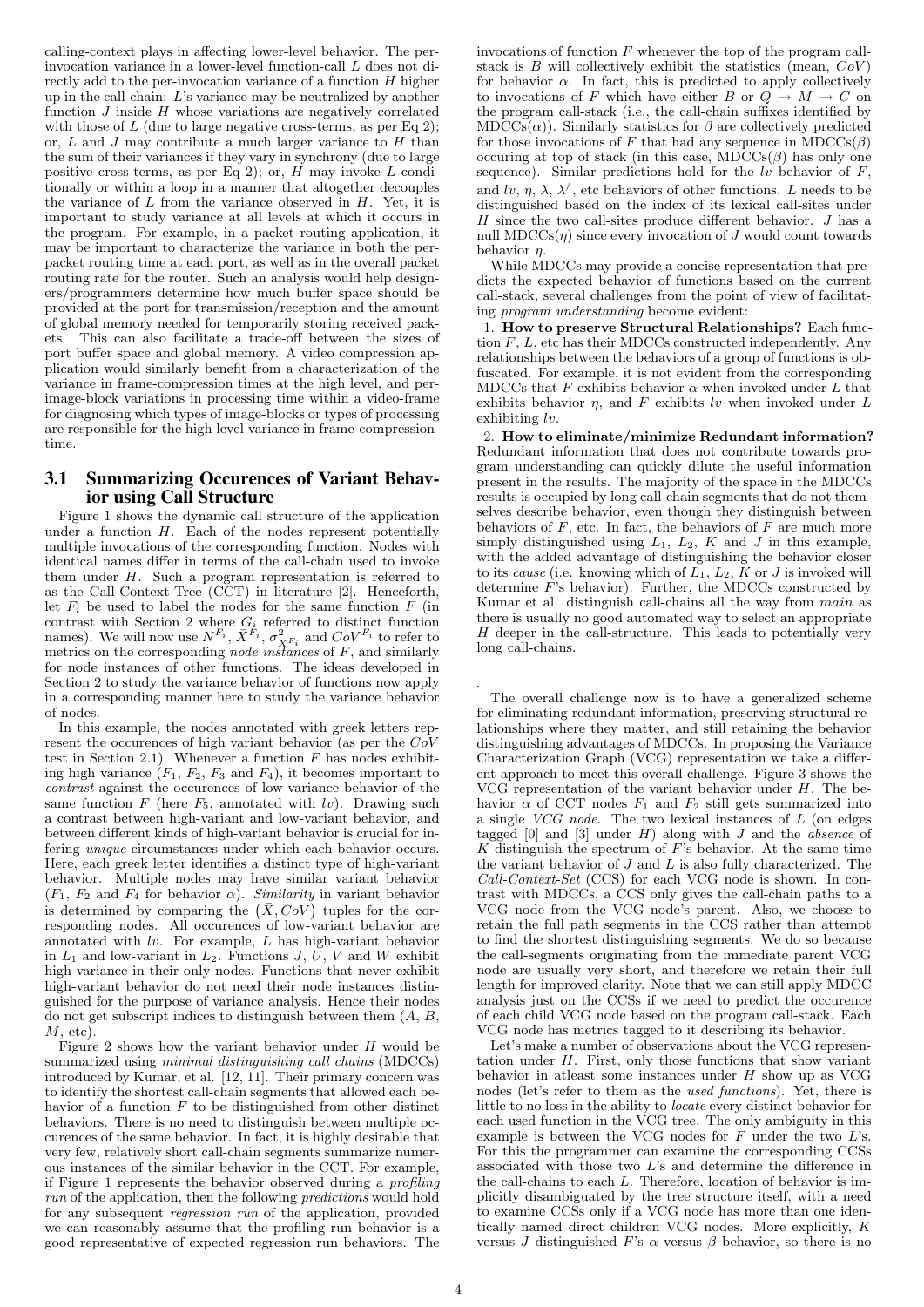calling-context plays in affecting lower-level behavior. The per-invocation variance in a lower-level function-call $L$ does not directly add to the per-invocation variance of a function $H$ higher up in the call-chain: $L$'s variance may be neutralized by another function $J$ inside $H$ whose variations are negatively correlated with those of $L$ (due to large negative cross-terms, as per Eq 2); or, $L$ and $J$ may contribute a much larger variance to $H$ than the sum of their variances if they vary in synchrony (due to large positive cross-terms, as per Eq 2); or, $H$ may invoke $L$ conditionally or within a loop in a manner that altogether decouples the variance of $L$ from the variance observed in $H$. Yet, it is important to study variance at all levels at which it occurs in the program. For example, in a packet routing application, it may be important to characterize the variance in both the per-packet routing time at each port, as well as in the overall packet routing rate for the router. Such an analysis would help designers/programmers determine how much buffer space should be provided at the port for transmission/reception and the amount of global memory needed for temporarily storing received packets. This can also facilitate a trade-off between the sizes of port buffer space and global memory. A video compression application would similarly benefit from a characterization of the variance in frame-compression times at the high level, and per-image-block variations in processing time within a video-frame for diagnosing which types of image-blocks or types of processing are responsible for the high level variance in frame-compression-time.

## 3.1 Summarizing Occurences of Variant Behavior using Call Structure

Figure 1 shows the dynamic call structure of the application under a function $H$. Each of the nodes represent potentially multiple invocations of the corresponding function. Nodes with identical names differ in terms of the call-chain used to invoke them under $H$. Such a program representation is referred to as the Call-Context-Tree (CCT) in literature [2]. Henceforth, let $F_i$ be used to label the nodes for the same function $F$ (in contrast with Section 2 where $G_i$ referred to distinct function names). We will now use $N^{F_i}$, $\bar{X}^{F_i}$, $\sigma^2_{X^{F_i}}$ and $CoV^{F_i}$ to refer to metrics on the corresponding *node instances* of $F$, and similarly for node instances of other functions. The ideas developed in Section 2 to study the variance behavior of functions now apply in a corresponding manner here to study the variance behavior of nodes.

In this example, the nodes annotated with greek letters represent the occurences of high variant behavior (as per the $CoV$ test in Section 2.1). Whenever a function $F$ has nodes exhibiting high variance ($F_1$, $F_2$, $F_3$ and $F_4$), it becomes important to *contrast* against the occurences of low-variance behavior of the same function $F$ (here $F_5$, annotated with $lv$). Drawing such a contrast between high-variant and low-variant behavior, and between different kinds of high-variant behavior is crucial for inferring *unique* circumstances under which each behavior occurs. Here, each greek letter identifies a distinct type of high-variant behavior. Multiple nodes may have similar variant behavior ($F_1$, $F_2$ and $F_4$ for behavior $\alpha$). *Similarity* in variant behavior is determined by comparing the $(\bar{X}, CoV)$ tuples for the corresponding nodes. All occurences of low-variant behavior are annotated with $lv$. For example, $L$ has high-variant behavior in $L_1$ and low-variant in $L_2$. Functions $J$, $U$, $V$ and $W$ exhibit high-variance in their only nodes. Functions that never exhibit high-variant behavior do not need their node instances distinguished for the purpose of variance analysis. Hence their nodes do not get subscript indices to distinguish between them ($A$, $B$, $M$, etc).

Figure 2 shows how the variant behavior under $H$ would be summarized using *minimal distinguishing call chains* (MDCCs) introduced by Kumar, et al. [12, 11]. Their primary concern was to identify the shortest call-chain segments that allowed each behavior of a function $F$ to be distinguished from other distinct behaviors. There is no need to distinguish between multiple occurences of the same behavior. In fact, it is highly desirable that very few, relatively short call-chain segments summarize numerous instances of the similar behavior in the CCT. For example, if Figure 1 represents the behavior observed during a *profiling run* of the application, then the following *predictions* would hold for any subsequent *regression run* of the application, provided we can reasonably assume that the profiling run behavior is a good representative of expected regression run behaviors. The invocations of function $F$ whenever the top of the program call-stack is $B$ will collectively exhibit the statistics (mean, $CoV$) for behavior $\alpha$. In fact, this is predicted to apply collectively to invocations of $F$ which have either $B$ or $Q \to M \to C$ on the program call-stack (i.e., the call-chain suffixes identified by MDCCs($\alpha$)). Similarly statistics for $\beta$ are collectively predicted for those invocations of $F$ that had any sequence in MDCCs($\beta$) occuring at top of stack (in this case, MDCCs($\beta$) has only one sequence). Similar predictions hold for the $lv$ behavior of $F$, and $lv$, $\eta$, $\lambda$, $\lambda'$, etc behaviors of other functions. $L$ needs to be distinguished based on the index of its lexical call-sites under $H$ since the two call-sites produce different behavior. $J$ has a null MDCCs($\eta$) since every invocation of $J$ would count towards behavior $\eta$.

While MDCCs may provide a concise representation that predicts the expected behavior of functions based on the current call-stack, several challenges from the point of view of facilitating *program understanding* become evident:

1. **How to preserve Structural Relationships?** Each function $F$, $L$, etc has their MDCCs constructed independently. Any relationships between the behaviors of a group of functions is obfuscated. For example, it is not evident from the corresponding MDCCs that $F$ exhibits behavior $\alpha$ when invoked under $L$ that exhibits behavior $\eta$, and $F$ exhibits $lv$ when invoked under $L$ exhibiting $lv$.

2. **How to eliminate/minimize Redundant information?** Redundant information that does not contribute towards program understanding can quickly dilute the useful information present in the results. The majority of the space in the MDCCs results is occupied by long call-chain segments that do not themselves describe behavior, even though they distinguish between behaviors of $F$, etc. In fact, the behaviors of $F$ are much more simply distinguished using $L_1$, $L_2$, $K$ and $J$ in this example, with the added advantage of distinguishing the behavior closer to its *cause* (i.e. knowing which of $L_1$, $L_2$, $K$ or $J$ is invoked will determine $F$'s behavior). Further, the MDCCs constructed by Kumar et al. distinguish call-chains all the way from *main* as there is usually no good automated way to select an appropriate $H$ deeper in the call-structure. This leads to potentially very long call-chains.

.

The overall challenge now is to have a generalized scheme for eliminating redundant information, preserving structural relationships where they matter, and still retaining the behavior distinguishing advantages of MDCCs. In proposing the Variance Characterization Graph (VCG) representation we take a different approach to meet this overall challenge. Figure 3 shows the VCG representation of the variant behavior under $H$. The behavior $\alpha$ of CCT nodes $F_1$ and $F_2$ still gets summarized into a single *VCG node*. The two lexical instances of $L$ (on edges tagged [0] and [3] under $H$) along with $J$ and the *absence* of $K$ distinguish the spectrum of $F$'s behavior. At the same time the variant behavior of $J$ and $L$ is also fully characterized. The *Call-Context-Set* (CCS) for each VCG node is shown. In contrast with MDCCs, a CCS only gives the call-chain paths to a VCG node from the VCG node's parent. Also, we choose to retain the full path segments in the CCS rather than attempt to find the shortest distinguishing segments. We do so because the call-segments originating from the immediate parent VCG node are usually very short, and therefore we retain their full length for improved clarity. Note that we can still apply MDCC analysis just on the CCSs if we need to predict the occurence of each child VCG node based on the program call-stack. Each VCG node has metrics tagged to it describing its behavior.

Let's make a number of observations about the VCG representation under $H$. First, only those functions that show variant behavior in atleast some instances under $H$ show up as VCG nodes (let's refer to them as the *used functions*). Yet, there is little to no loss in the ability to *locate* every distinct behavior for each used function in the VCG tree. The only ambiguity in this example is between the VCG nodes for $F$ under the two $L$'s. For this the programmer can examine the corresponding CCSs associated with those two $L$'s and determine the difference in the call-chains to each $L$. Therefore, location of behavior is implicitly disambiguated by the tree structure itself, with a need to examine CCSs only if a VCG node has more than one identically named direct children VCG nodes. More explicitly, $K$ versus $J$ distinguished $F$'s $\alpha$ versus $\beta$ behavior, so there is no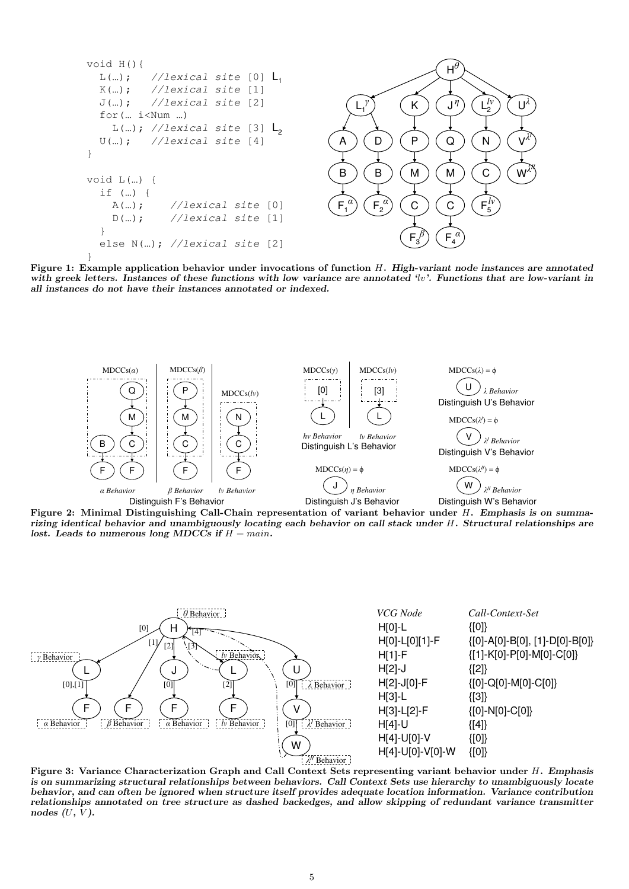```
void H(){
  L(…);    //lexical site [0] L1
  K(…);    //lexical site [1]
  J(…);    //lexical site [2]
  for(… i<Num …)
    L(…); //lexical site [3] L2
  U(…);    //lexical site [4]
}

void L(…) {
  if (…) {
    A(…);     //lexical site [0]
    D(…);     //lexical site [1]
  }
  else N(…); //lexical site [2]
}
```

**Figure 1: Example application behavior under invocations of function $H$. *High-variant node instances are annotated with greek letters. Instances of these functions with low variance are annotated '$lv$'. Functions that are low-variant in all instances do not have their instances annotated or indexed.***

**Figure 2: Minimal Distinguishing Call-Chain representation of variant behavior under $H$. *Emphasis is on summarizing identical behavior and unambiguously locating each behavior on call stack under $H$. Structural relationships are lost. Leads to numerous long MDCCs if $H = main$.***

| *VCG Node* | *Call-Context-Set* |
|---|---|
| H[0]-L | {[0]} |
| H[0]-L[0][1]-F | {[0]-A[0]-B[0], [1]-D[0]-B[0]} |
| H[1]-F | {[1]-K[0]-P[0]-M[0]-C[0]} |
| H[2]-J | {[2]} |
| H[2]-J[0]-F | {[0]-Q[0]-M[0]-C[0]} |
| H[3]-L | {[3]} |
| H[3]-L[2]-F | {[0]-N[0]-C[0]} |
| H[4]-U | {[4]} |
| H[4]-U[0]-V | {[0]} |
| H[4]-U[0]-V[0]-W | {[0]} |

**Figure 3: Variance Characterization Graph and Call Context Sets representing variant behavior under $H$. *Emphasis is on summarizing structural relationships between behaviors. Call Context Sets use hierarchy to unambiguously locate behavior, and can often be ignored when structure itself provides adequate location information. Variance contribution relationships annotated on tree structure as dashed backedges, and allow skipping of redundant variance transmitter nodes ($U$, $V$).***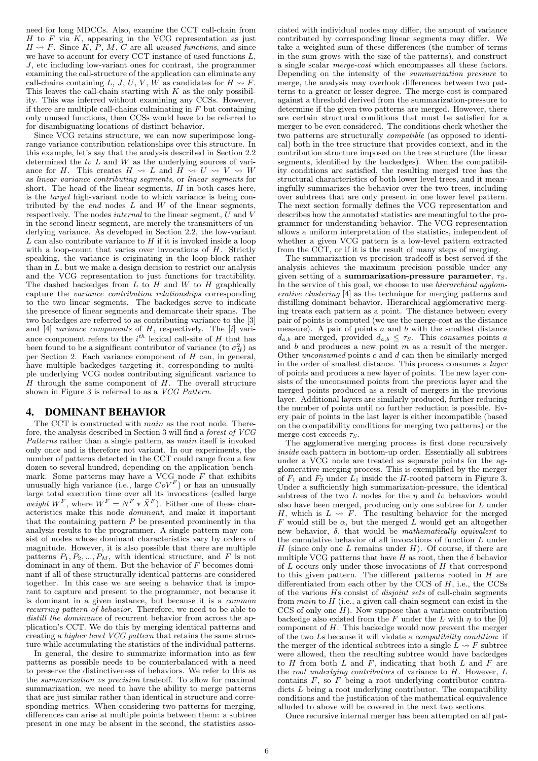need for long MDCCs. Also, examine the CCT call-chain from $H$ to $F$ via $K$, appearing in the VCG representation as just $H \rightsquigarrow F$. Since $K$, $P$, $M$, $C$ are all *unused functions*, and since we have to account for every CCT instance of used functions $L$, $J$, etc including low-variant ones for contrast, the programmer examining the call-structure of the application can eliminate any call-chains containing $L$, $J$, $U$, $V$, $W$ as candidates for $H \rightsquigarrow F$. This leaves the call-chain starting with $K$ as the only possibility. This was inferred without examining any CCSs. However, if there are multiple call-chains culminating in $F$ but containing only unused functions, then CCSs would have to be referred to for disambiguating locations of distinct behavior.

Since VCG retains structure, we can now superimpose long-range variance contribution relationships over this structure. In this example, let's say that the analysis described in Section 2.2 determined the *lv* $L$ and $W$ as the underlying sources of variance for $H$. This creates $H \rightsquigarrow L$ and $H \rightsquigarrow U \rightsquigarrow V \rightsquigarrow W$ as *linear variance contributing segments*, or *linear segments* for short. The head of the linear segments, $H$ in both cases here, is the *target* high-variant node to which variance is being contributed by the *end* nodes $L$ and $W$ of the linear segments, respectively. The nodes *internal* to the linear segment, $U$ and $V$ in the second linear segment, are merely the transmitters of underlying variance. As developed in Section 2.2, the low-variant $L$ can also contribute variance to $H$ if it is invoked inside a loop with a loop-count that varies over invocations of $H$. Strictly speaking, the variance is originating in the loop-block rather than in $L$, but we make a design decision to restrict our analysis and the VCG representation to just functions for tractability. The dashed backedges from $L$ to $H$ and $W$ to $H$ graphically capture the *variance contribution relationships* corresponding to the two linear segments. The backedges serve to indicate the presence of linear segments and demarcate their spans. The two backedges are referred to as contributing variance to the [3] and [4] *variance components* of $H$, respectively. The [$i$] variance component refers to the $i^{th}$ lexical call-site of $H$ that has been found to be a significant contributor of variance (to $\sigma_H^2$) as per Section 2. Each variance component of $H$ can, in general, have multiple backedges targeting it, corresponding to multiple underlying VCG nodes contributing significant variance to $H$ through the same component of $H$. The overall structure shown in Figure 3 is referred to as a *VCG Pattern*.

## 4. DOMINANT BEHAVIOR

The CCT is constructed with *main* as the root node. Therefore, the analysis described in Section 3 will find a *forest of VCG Patterns* rather than a single pattern, as *main* itself is invoked only once and is therefore not variant. In our experiments, the number of patterns detected in the CCT could range from a few dozen to several hundred, depending on the application benchmark. Some patterns may have a VCG node $F$ that exhibits unusually high variance (i.e., large $CoV^F$) or has an unusually large total execution time over all its invocations (called large *weight* $W^F$, where $W^F = N^F * \bar{X}^F$). Either one of these characteristics make this node *dominant*, and make it important that the containing pattern $P$ be presented prominently in tha analysis results to the programmer. A single pattern may consist of nodes whose dominant characteristics vary by orders of magnitude. However, it is also possible that there are multiple patterns $P_1, P_2, ..., P_M$, with identical structure, and $F$ is not dominant in any of them. But the behavior of $F$ becomes dominant if all of these structurally identical patterns are considered together. In this case we are seeing a behavior that is important to capture and present to the programmer, not because it is dominant in a given instance, but because it is a *common recurring pattern of behavior*. Therefore, we need to be able to *distill the dominance* of recurrent behavior from across the application's CCT. We do this by merging identical patterns and creating a *higher level VCG pattern* that retains the same structure while accumulating the statistics of the individual patterns.

In general, the desire to summarize information into as few patterns as possible needs to be counterbalanced with a need to preserve the distinctiveness of behaviors. We refer to this as the *summarization vs precision* tradeoff. To allow for maximal summarization, we need to have the ability to merge patterns that are just similar rather than identical in structure and corresponding metrics. When considering two patterns for merging, differences can arise at multiple points between them: a subtree present in one may be absent in the second, the statistics associated with individual nodes may differ, the amount of variance contributed by corresponding linear segments may differ. We take a weighted sum of these differences (the number of terms in the sum grows with the size of the patterns), and construct a single scalar *merge-cost* which encompasses all these factors. Depending on the intensity of the *summarization pressure* to merge, the analysis may overlook differences between two patterns to a greater or lesser degree. The merge-cost is compared against a threshold derived from the summarization-pressure to determine if the given two patterns are merged. However, there are certain structural conditions that must be satisfied for a merger to be even considered. The conditions check whether the two patterns are structurally *compatible* (as opposed to identical) both in the tree structure that provides context, and in the contribution structure imposed on the tree structure (the linear segments, identified by the backedges). When the compatibility conditions are satisfied, the resulting merged tree has the structural characteristics of both lower level trees, and it meaningfully summarizes the behavior over the two trees, including over subtrees that are only present in one lower level pattern. The next section formally defines the VCG representation and describes how the annotated statistics are meaningful to the programmer for understanding behavior. The VCG representation allows a uniform interpretation of the statistics, independent of whether a given VCG pattern is a low-level pattern extracted from the CCT, or if it is the result of many steps of merging.

The summarization vs precision tradeoff is best served if the analysis achieves the maximum precision possible under any given setting of a **summarization-pressure parameter**, $\tau_S$. In the service of this goal, we choose to use *hierarchical agglomerative clustering* [4] as the technique for merging patterns and distilling dominant behavior. Hierarchical agglomerative merging treats each pattern as a point. The distance between every pair of points is computed (we use the merge-cost as the distance measure). A pair of points $a$ and $b$ with the smallest distance $d_{a,b}$ are merged, provided $d_{a,b} \leq \tau_S$. This *consumes* points $a$ and $b$ and produces a new point $m$ as a result of the merger. Other *unconsumed* points $c$ and $d$ can then be similarly merged in the order of smallest distance. This process consumes a *layer* of points and produces a new layer of points. The new layer consists of the unconsumed points from the previous layer and the merged points produced as a result of mergers in the previous layer. Additional layers are similarly produced, further reducing the number of points until no further reduction is possible. Every pair of points in the last layer is either incompatible (based on the compatibility conditions for merging two patterns) or the merge-cost exceeds $\tau_S$.

The agglomerative merging process is first done recursively *inside* each pattern in bottom-up order. Essentially all subtrees under a VCG node are treated as separate points for the agglomerative merging process. This is exemplified by the merger of $F_1$ and $F_2$ under $L_1$ inside the $H$-rooted pattern in Figure 3. Under a sufficiently high summarization-pressure, the identical subtrees of the two $L$ nodes for the $\eta$ and *lv* behaviors would also have been merged, producing only one subtree for $L$ under $H$, which is $L \rightsquigarrow F$. The resulting behavior for the merged $F$ would still be $\alpha$, but the merged $L$ would get an altogether new behavior, $\delta$, that would be *mathematically equivalent* to the cumulative behavior of all invocations of function $L$ under $H$ (since only one $L$ remains under $H$). Of course, if there are multiple VCG patterns that have $H$ as root, then the $\delta$ behavior of $L$ occurs only under those invocations of $H$ that correspond to this given pattern. The different patterns rooted in $H$ are differentiated from each other by the CCS of $H$, i.e., the CCSs of the various $H$s consist of *disjoint sets* of call-chain segments from *main* to $H$ (i.e., a given call-chain segment can exist in the CCS of only one $H$). Now suppose that a variance contribution backedge also existed from the $F$ under the $L$ with $\eta$ to the [0] component of $H$. This backedge would now prevent the merger of the two $L$s because it will violate a *compatibility condition*: if the merger of the identical subtrees into a single $L \rightsquigarrow F$ subtree were allowed, then the resulting subtree would have backedges to $H$ from both $L$ and $F$, indicating that both $L$ and $F$ are the *root underlying contributors* of variance to $H$. However, $L$ contains $F$, so $F$ being a root underlying contributor contradicts $L$ being a root underlying contributor. The compatibility conditions and the justification of the mathematical equivalence alluded to above will be covered in the next two sections.

Once recursive internal merger has been attempted on all pat-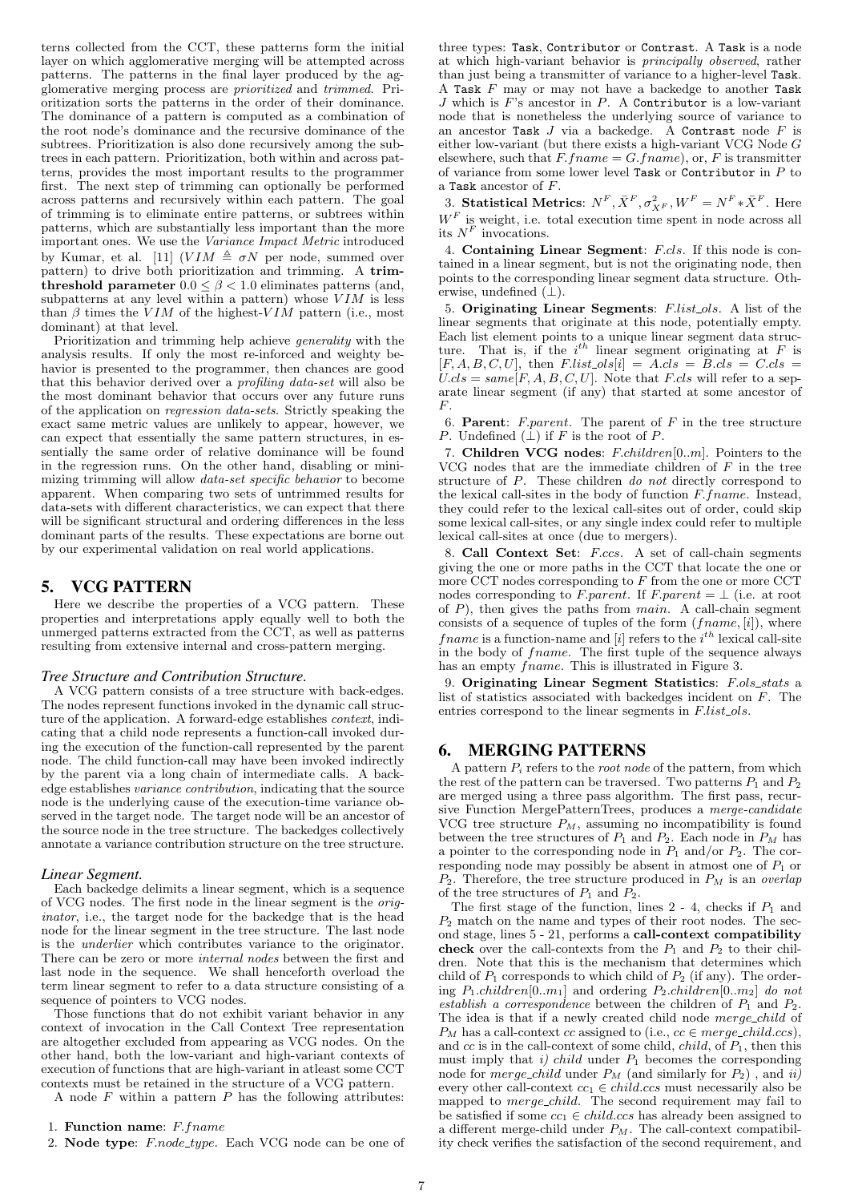terns collected from the CCT, these patterns form the initial layer on which agglomerative merging will be attempted across patterns. The patterns in the final layer produced by the agglomerative merging process are *prioritized* and *trimmed*. Prioritization sorts the patterns in the order of their dominance. The dominance of a pattern is computed as a combination of the root node's dominance and the recursive dominance of the subtrees. Prioritization is also done recursively among the subtrees in each pattern. Prioritization, both within and across patterns, provides the most important results to the programmer first. The next step of trimming can optionally be performed across patterns and recursively within each pattern. The goal of trimming is to eliminate entire patterns, or subtrees within patterns, which are substantially less important than the more important ones. We use the *Variance Impact Metric* introduced by Kumar, et al. [11] ($VIM \triangleq \sigma N$ per node, summed over pattern) to drive both prioritization and trimming. A **trim-threshold parameter** $0.0 \leq \beta < 1.0$ eliminates patterns (and, subpatterns at any level within a pattern) whose $VIM$ is less than $\beta$ times the $VIM$ of the highest-$VIM$ pattern (i.e., most dominant) at that level.

Prioritization and trimming help achieve *generality* with the analysis results. If only the most re-inforced and weighty behavior is presented to the programmer, then chances are good that this behavior derived over a *profiling data-set* will also be the most dominant behavior that occurs over any future runs of the application on *regression data-sets*. Strictly speaking the exact same metric values are unlikely to appear, however, we can expect that essentially the same pattern structures, in essentially the same order of relative dominance will be found in the regression runs. On the other hand, disabling or minimizing trimming will allow *data-set specific behavior* to become apparent. When comparing two sets of untrimmed results for data-sets with different characteristics, we can expect that there will be significant structural and ordering differences in the less dominant parts of the results. These expectations are borne out by our experimental validation on real world applications.

## 5. VCG PATTERN

Here we describe the properties of a VCG pattern. These properties and interpretations apply equally well to both the unmerged patterns extracted from the CCT, as well as patterns resulting from extensive internal and cross-pattern merging.

### Tree Structure and Contribution Structure.

A VCG pattern consists of a tree structure with back-edges. The nodes represent functions invoked in the dynamic call structure of the application. A forward-edge establishes *context*, indicating that a child node represents a function-call invoked during the execution of the function-call represented by the parent node. The child function-call may have been invoked indirectly by the parent via a long chain of intermediate calls. A backedge establishes *variance contribution*, indicating that the source node is the underlying cause of the execution-time variance observed in the target node. The target node will be an ancestor of the source node in the tree structure. The backedges collectively annotate a variance contribution structure on the tree structure.

### Linear Segment.

Each backedge delimits a linear segment, which is a sequence of VCG nodes. The first node in the linear segment is the *originator*, i.e., the target node for the backedge that is the head node for the linear segment in the tree structure. The last node is the *underlier* which contributes variance to the originator. There can be zero or more *internal nodes* between the first and last node in the sequence. We shall henceforth overload the term linear segment to refer to a data structure consisting of a sequence of pointers to VCG nodes.

Those functions that do not exhibit variant behavior in any context of invocation in the Call Context Tree representation are altogether excluded from appearing as VCG nodes. On the other hand, both the low-variant and high-variant contexts of execution of functions that are high-variant in atleast some CCT contexts must be retained in the structure of a VCG pattern.

A node $F$ within a pattern $P$ has the following attributes:

1. **Function name**: $F.fname$
2. **Node type**: $F.node\_type$. Each VCG node can be one of three types: `Task`, `Contributor` or `Contrast`. A `Task` is a node at which high-variant behavior is *principally observed*, rather than just being a transmitter of variance to a higher-level `Task`. A `Task` $F$ may or may not have a backedge to another `Task` $J$ which is $F$'s ancestor in $P$. A `Contributor` is a low-variant node that is nonetheless the underlying source of variance to an ancestor `Task` $J$ via a backedge. A `Contrast` node $F$ is either low-variant (but there exists a high-variant VCG Node $G$ elsewhere, such that $F.fname = G.fname$), or, $F$ is transmitter of variance from some lower level `Task` or `Contributor` in $P$ to a `Task` ancestor of $F$.
3. **Statistical Metrics**: $N^F, \bar{X}^F, \sigma^2_{X^F}, W^F = N^F * \bar{X}^F$. Here $W^F$ is weight, i.e. total execution time spent in node across all its $N^F$ invocations.
4. **Containing Linear Segment**: $F.cls$. If this node is contained in a linear segment, but is not the originating node, then points to the corresponding linear segment data structure. Otherwise, undefined ($\perp$).
5. **Originating Linear Segments**: $F.list\_ols$. A list of the linear segments that originate at this node, potentially empty. Each list element points to a unique linear segment data structure. That is, if the $i^{th}$ linear segment originating at $F$ is $[F, A, B, C, U]$, then $F.list\_ols[i] = A.cls = B.cls = C.cls = U.cls = same[F, A, B, C, U]$. Note that $F.cls$ will refer to a separate linear segment (if any) that started at some ancestor of $F$.
6. **Parent**: $F.parent$. The parent of $F$ in the tree structure $P$. Undefined ($\perp$) if $F$ is the root of $P$.
7. **Children VCG nodes**: $F.children[0..m]$. Pointers to the VCG nodes that are the immediate children of $F$ in the tree structure of $P$. These children *do not* directly correspond to the lexical call-sites in the body of function $F.fname$. Instead, they could refer to the lexical call-sites out of order, could skip some lexical call-sites, or any single index could refer to multiple lexical call-sites at once (due to mergers).
8. **Call Context Set**: $F.ccs$. A set of call-chain segments giving the one or more paths in the CCT that locate the one or more CCT nodes corresponding to $F$ from the one or more CCT nodes corresponding to $F.parent$. If $F.parent = \perp$ (i.e. at root of $P$), then gives the paths from *main*. A call-chain segment consists of a sequence of tuples of the form $(fname, [i])$, where $fname$ is a function-name and $[i]$ refers to the $i^{th}$ lexical call-site in the body of $fname$. The first tuple of the sequence always has an empty $fname$. This is illustrated in Figure 3.
9. **Originating Linear Segment Statistics**: $F.ols\_stats$ a list of statistics associated with backedges incident on $F$. The entries correspond to the linear segments in $F.list\_ols$.

## 6. MERGING PATTERNS

A pattern $P_i$ refers to the *root node* of the pattern, from which the rest of the pattern can be traversed. Two patterns $P_1$ and $P_2$ are merged using a three pass algorithm. The first pass, recursive Function MergePatternTrees, produces a *merge-candidate* VCG tree structure $P_M$, assuming no incompatibility is found between the tree structures of $P_1$ and $P_2$. Each node in $P_M$ has a pointer to the corresponding node in $P_1$ and/or $P_2$. The corresponding node may possibly be absent in atmost one of $P_1$ or $P_2$. Therefore, the tree structure produced in $P_M$ is an *overlap* of the tree structures of $P_1$ and $P_2$.

The first stage of the function, lines 2 - 4, checks if $P_1$ and $P_2$ match on the name and types of their root nodes. The second stage, lines 5 - 21, performs a **call-context compatibility check** over the call-contexts from the $P_1$ and $P_2$ to their children. Note that this is the mechanism that determines which child of $P_1$ corresponds to which child of $P_2$ (if any). The ordering $P_1.children[0..m_1]$ and ordering $P_2.children[0..m_2]$ *do not establish a correspondence* between the children of $P_1$ and $P_2$. The idea is that if a newly created child node $merge\_child$ of $P_M$ has a call-context $cc$ assigned to (i.e., $cc \in merge\_child.ccs$), and $cc$ is in the call-context of some child, $child$, of $P_1$, then this must imply that *i)* $child$ under $P_1$ becomes the corresponding node for $merge\_child$ under $P_M$ (and similarly for $P_2$) , and *ii)* every other call-context $cc_1 \in child.ccs$ must necessarily also be mapped to $merge\_child$. The second requirement may fail to be satisfied if some $cc_1 \in child.ccs$ has already been assigned to a different merge-child under $P_M$. The call-context compatibility check verifies the satisfaction of the second requirement, and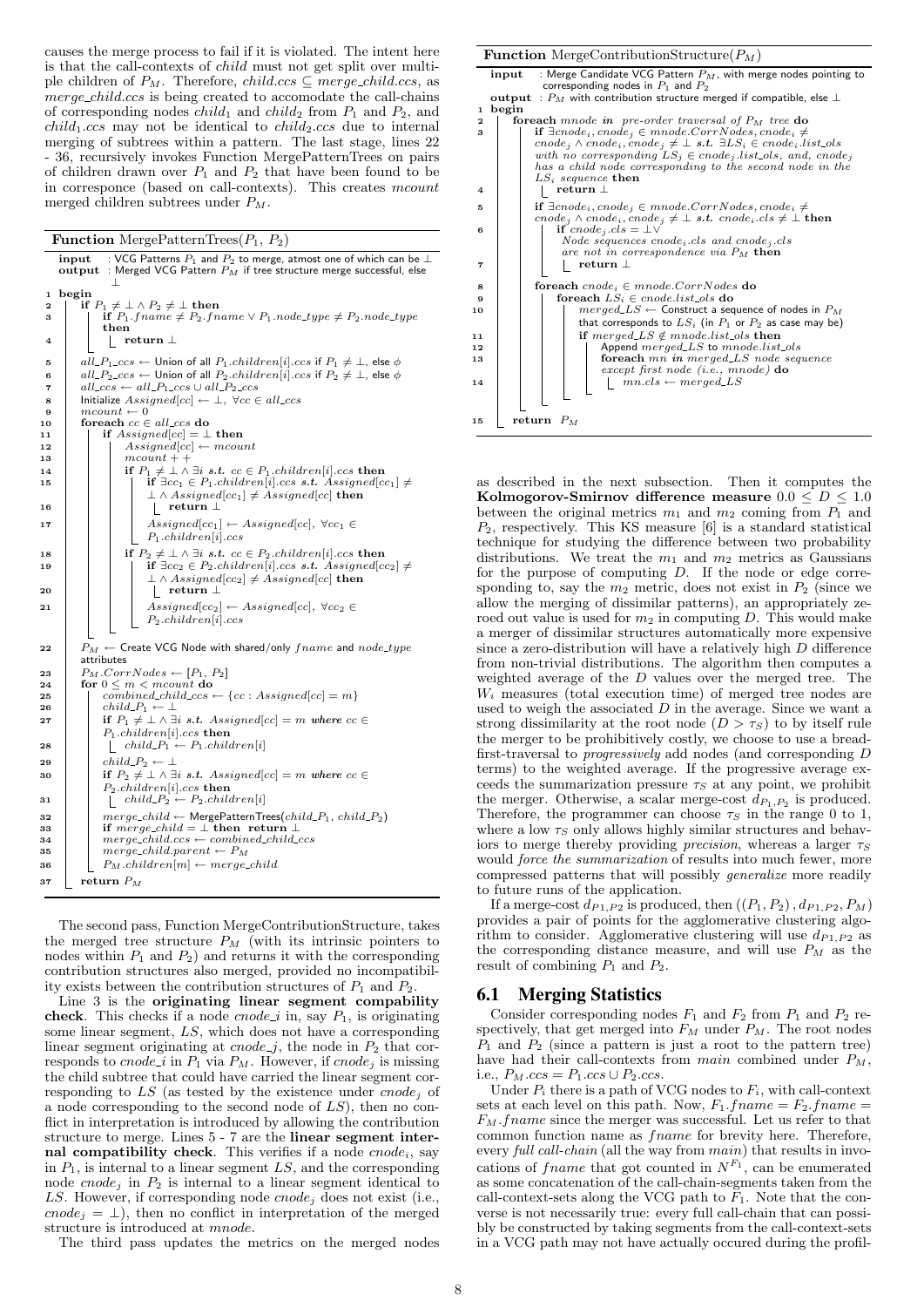causes the merge process to fail if it is violated. The intent here is that the call-contexts of *child* must not get split over multiple children of $P_M$. Therefore, $child.ccs \subseteq merge\_child.ccs$, as $merge\_child.ccs$ is being created to accomodate the call-chains of corresponding nodes $child_1$ and $child_2$ from $P_1$ and $P_2$, and $child_1.ccs$ may not be identical to $child_2.ccs$ due to internal merging of subtrees within a pattern. The last stage, lines 22 - 36, recursively invokes Function MergePatternTrees on pairs of children drawn over $P_1$ and $P_2$ that have been found to be in corresponce (based on call-contexts). This creates $mcount$ merged children subtrees under $P_M$.

**Function** MergePatternTrees($P_1$, $P_2$)

```
input  : VCG Patterns P1 and P2 to merge, atmost one of which can be ⊥
output : Merged VCG Pattern PM if tree structure merge successful, else ⊥
1  begin
2    if P1 ≠ ⊥ ∧ P2 ≠ ⊥ then
3      if P1.fname ≠ P2.fname ∨ P1.node_type ≠ P2.node_type then
4        return ⊥
5    all_P1_ccs ← Union of all P1.children[i].ccs if P1 ≠ ⊥, else φ
6    all_P2_ccs ← Union of all P2.children[i].ccs if P2 ≠ ⊥, else φ
7    all_ccs ← all_P1_ccs ∪ all_P2_ccs
8    Initialize Assigned[cc] ← ⊥, ∀cc ∈ all_ccs
9    mcount ← 0
10   foreach cc ∈ all_ccs do
11     if Assigned[cc] = ⊥ then
12       Assigned[cc] ← mcount
13       mcount++
14       if P1 ≠ ⊥ ∧ ∃i s.t. cc ∈ P1.children[i].ccs then
15         if ∃cc1 ∈ P1.children[i].ccs s.t. Assigned[cc1] ≠ ⊥ ∧ Assigned[cc1] ≠ Assigned[cc] then
16           return ⊥
17         Assigned[cc1] ← Assigned[cc], ∀cc1 ∈ P1.children[i].ccs
18       if P2 ≠ ⊥ ∧ ∃i s.t. cc ∈ P2.children[i].ccs then
19         if ∃cc2 ∈ P2.children[i].ccs s.t. Assigned[cc2] ≠ ⊥ ∧ Assigned[cc2] ≠ Assigned[cc] then
20           return ⊥
21         Assigned[cc2] ← Assigned[cc], ∀cc2 ∈ P2.children[i].ccs
22   PM ← Create VCG Node with shared/only fname and node_type attributes
23   PM.CorrNodes ← [P1, P2]
24   for 0 ≤ m < mcount do
25     combined_child_ccs ← {cc : Assigned[cc] = m}
26     child_P1 ← ⊥
27     if P1 ≠ ⊥ ∧ ∃i s.t. Assigned[cc] = m where cc ∈ P1.children[i].ccs then
28       child_P1 ← P1.children[i]
29     child_P2 ← ⊥
30     if P2 ≠ ⊥ ∧ ∃i s.t. Assigned[cc] = m where cc ∈ P2.children[i].ccs then
31       child_P2 ← P2.children[i]
32     merge_child ← MergePatternTrees(child_P1, child_P2)
33     if merge_child = ⊥ then return ⊥
34     merge_child.ccs ← combined_child_ccs
35     merge_child.parent ← PM
36     PM.children[m] ← merge_child
37   return PM
```

The second pass, Function MergeContributionStructure, takes the merged tree structure $P_M$ (with its intrinsic pointers to nodes within $P_1$ and $P_2$) and returns it with the corresponding contribution structures also merged, provided no incompatibility exists between the contribution structures of $P_1$ and $P_2$.

Line 3 is the **originating linear segment compatibility check**. This checks if a node $cnode\_i$ in, say $P_1$, is originating some linear segment, $LS$, which does not have a corresponding linear segment originating at $cnode\_j$, the node in $P_2$ that corresponds to $cnode\_i$ in $P_1$ via $P_M$. However, if $cnode_j$ is missing the child subtree that could have carried the linear segment corresponding to $LS$ (as tested by the existence under $cnode_j$ of a node corresponding to the second node of $LS$), then no conflict in interpretation is introduced by allowing the contribution structure to merge. Lines 5 - 7 are the **linear segment internal compatibility check**. This verifies if a node $cnode_i$, say in $P_1$, is internal to a linear segment $LS$, and the corresponding node $cnode_j$ in $P_2$ is internal to a linear segment identical to $LS$. However, if corresponding node $cnode_j$ does not exist (i.e., $cnode_j = \perp$), then no conflict in interpretation of the merged structure is introduced at $mnode$.

The third pass updates the metrics on the merged nodes

**Function** MergeContributionStructure($P_M$)

```
input  : Merge Candidate VCG Pattern PM, with merge nodes pointing to corresponding nodes in P1 and P2
output : PM with contribution structure merged if compatible, else ⊥
1  begin
2    foreach mnode in pre-order traversal of PM tree do
3      if ∃cnode_i, cnode_j ∈ mnode.CorrNodes, cnode_i ≠ cnode_j ∧ cnode_i, cnode_j ≠ ⊥ s.t. ∃LS_i ∈ cnode_i.list_ols
         with no corresponding LS_j ∈ cnode_j.list_ols, and, cnode_j has a child node corresponding to the second node in the LS_i sequence then
4        return ⊥
5      if ∃cnode_i, cnode_j ∈ mnode.CorrNodes, cnode_i ≠ cnode_j ∧ cnode_i, cnode_j ≠ ⊥ s.t. cnode_i.cls ≠ ⊥ then
6        if cnode_j.cls = ⊥ ∨ Node sequences cnode_i.cls and cnode_j.cls are not in correspondence via PM then
7          return ⊥
8      foreach cnode_i ∈ mnode.CorrNodes do
9        foreach LS_i ∈ cnode.list_ols do
10         merged_LS ← Construct a sequence of nodes in PM that corresponds to LS_i (in P1 or P2 as case may be)
11         if merged_LS ∉ mnode.list_ols then
12           Append merged_LS to mnode.list_ols
13           foreach mn in merged_LS node sequence except first node (i.e., mnode) do
14             mn.cls ← merged_LS
15   return PM
```

as described in the next subsection. Then it computes the **Kolmogorov-Smirnov difference measure** $0.0 \leq D \leq 1.0$ between the original metrics $m_1$ and $m_2$ coming from $P_1$ and $P_2$, respectively. This KS measure [6] is a standard statistical technique for studying the difference between two probability distributions. We treat the $m_1$ and $m_2$ metrics as Gaussians for the purpose of computing $D$. If the node or edge corresponding to, say the $m_2$ metric, does not exist in $P_2$ (since we allow the merging of dissimilar patterns), an appropriately zeroed out value is used for $m_2$ in computing $D$. This would make a merger of dissimilar structures automatically more expensive since a zero-distribution will have a relatively high $D$ difference from non-trivial distributions. The algorithm then computes a weighted average of the $D$ values over the merged tree. The $W_i$ measures (total execution time) of merged tree nodes are used to weigh the associated $D$ in the average. Since we want a strong dissimilarity at the root node ($D > \tau_S$) to by itself rule the merger to be prohibitively costly, we choose to use a breadth-first-traversal to *progressively* add nodes (and corresponding $D$ terms) to the weighted average. If the progressive average exceeds the summarization pressure $\tau_S$ at any point, we prohibit the merger. Otherwise, a scalar merge-cost $d_{P_1,P_2}$ is produced. Therefore, the programmer can choose $\tau_S$ in the range 0 to 1, where a low $\tau_S$ only allows highly similar structures and behaviors to merge thereby providing *precision*, whereas a larger $\tau_S$ would *force the summarization* of results into much fewer, more compressed patterns that will possibly *generalize* more readily to future runs of the application.

If a merge-cost $d_{P1,P2}$ is produced, then $((P_1, P_2), d_{P1,P2}, P_M)$ provides a pair of points for the agglomerative clustering algorithm to consider. Agglomerative clustering will use $d_{P1,P2}$ as the corresponding distance measure, and will use $P_M$ as the result of combining $P_1$ and $P_2$.

## 6.1 Merging Statistics

Consider corresponding nodes $F_1$ and $F_2$ from $P_1$ and $P_2$ respectively, that get merged into $F_M$ under $P_M$. The root nodes $P_1$ and $P_2$ (since a pattern is just a root to the pattern tree) have had their call-contexts from *main* combined under $P_M$, i.e., $P_M.ccs = P_1.ccs \cup P_2.ccs$.

Under $P_i$ there is a path of VCG nodes to $F_i$, with call-context sets at each level on this path. Now, $F_1.fname = F_2.fname = F_M.fname$ since the merger was successful. Let us refer to that common function name as $fname$ for brevity here. Therefore, every *full call-chain* (all the way from *main*) that results in invocations of $fname$ that got counted in $N^{F_1}$, can be enumerated as some concatenation of the call-chain-segments taken from the call-context-sets along the VCG path to $F_1$. Note that the converse is not necessarily true: every full call-chain that can possibly be constructed by taking segments from the call-context-sets in a VCG path may not have actually occured during the profil-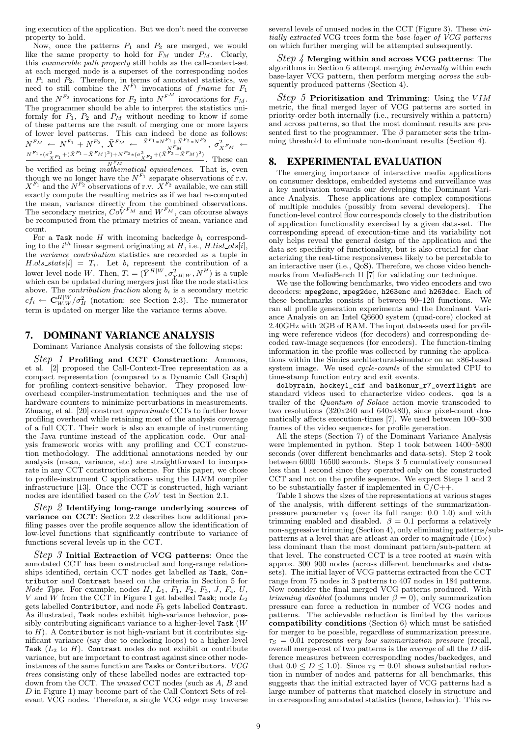ing execution of the application. But we don't need the converse property to hold.

Now, once the patterns $P_1$ and $P_2$ are merged, we would like the same property to hold for $F_M$ under $P_M$. Clearly, this *enumerable path property* still holds as the call-context-set at each merged node is a superset of the corresponding nodes in $P_1$ and $P_2$. Therefore, in terms of annotated statistics, we need to still combine the $N^{F_1}$ invocations of *fname* for $F_1$ and the $N^{F_2}$ invocations for $F_2$ into $N^{F_M}$ invocations for $F_M$. The programmer should be able to interpret the statistics uniformly for $P_1$, $P_2$ and $P_M$ without needing to know if some of these patterns are the result of merging one or more layers of lower level patterns. This can indeed be done as follows: $N^{F_M} \leftarrow N^{F_1} + N^{F_2}$, $\bar{X}^{F_M} \leftarrow \frac{\bar{X}^{F_1} * N^{F_1} + \bar{X}^{F_2} * N^{F_2}}{N^{F_M}}$, $\sigma^2_{X^{F_M}} \leftarrow \frac{N^{F_1} * (\sigma^2_{X^{F_1}} + (\bar{X}^{F_1} - \bar{X}^{F_M})^2) + N^{F_2} * (\sigma^2_{X^{F_2}} + (\bar{X}^{F_2} - \bar{X}^{F_M})^2)}{N^{F_M}}$. These can be verified as being *mathematical equivalences*. That is, even though we no longer have the $N^{F_1}$ separate observations of r.v. $X^{F_1}$ and the $N^{F_2}$ observations of r.v. $X^{F_2}$ available, we can still exactly compute the resulting metrics as if we had re-computed the mean, variance directly from the combined observations. The secondary metrics, $CoV^{F_M}$ and $W^{F_M}$, can ofcourse always be recomputed from the primary metrics of mean, variance and count.

For a `Task` node $H$ with incoming backedge $b_i$ corresponding to the $i^{th}$ linear segment originating at $H$, i.e., $H.list\_ols[i]$, the *variance contribution* statistics are recorded as a tuple in $H.ols\_stats[i] = T_i$. Let $b_i$ represent the contribution of a lower level node $W$. Then, $T_i = (\bar{Y}^{H|W}, \sigma^2_{Y^{H|W}}, N^H)$ is a tuple which can be updated during mergers just like the node statistics above. The *contribution fraction* along $b_i$ is a secondary metric $cf_i \leftarrow \mathbf{C}^{H|W}_{W,W}/\sigma^2_H$ (notation: see Section 2.3). The numerator term is updated on merger like the variance terms above.

## 7. DOMINANT VARIANCE ANALYSIS

Dominant Variance Analysis consists of the following steps:

*Step 1* **Profiling and CCT Construction**: Ammons, et al. [2] proposed the Call-Context-Tree representation as a compact representation (compared to a Dynamic Call Graph) for profiling context-sensitive behavior. They proposed low-overhead compiler-instrumentation techniques and the use of hardware counters to minimize perturbations in measurements. Zhuang, et al. [20] construct *approximate* CCTs to further lower profiling overhead while retaining most of the analysis coverage of a full CCT. Their work is also an example of instrumenting the Java runtime instead of the application code. Our analysis framework works with any profiling and CCT construction methodology. The additional annotations needed by our analysis (mean, variance, etc) are straightforward to incorporate in any CCT construction scheme. For this paper, we chose to profile-instrument C applications using the LLVM compiler infrastructure [13]. Once the CCT is constructed, high-variant nodes are identified based on the $CoV$ test in Section 2.1.

*Step 2* **Identifying long-range underlying sources of variance on CCT**: Section 2.2 describes how additional profiling passes over the profile sequence allow the identification of low-level functions that significantly contribute to variance of functions several levels up in the CCT.

*Step 3* **Initial Extraction of VCG patterns**: Once the annotated CCT has been constructed and long-range relationships identified, certain CCT nodes get labelled as `Task`, `Contributor` and `Contrast` based on the criteria in Section 5 for *Node Type*. For example, nodes $H$, $L_1$, $F_1$, $F_2$, $F_3$, $J$, $F_4$, $U$, $V$ and $W$ from the CCT in Figure 1 get labelled `Task`; node $L_2$ gets labelled `Contributor`, and node $F_5$ gets labelled `Contrast`. As illustrated, `Task` nodes exhibit high-variance behavior, possibly contributing significant variance to a higher-level `Task` ($W$ to $H$). A `Contributor` is not high-variant but it contributes significant variance (say due to enclosing loops) to a higher-level `Task` ($L_2$ to $H$). `Contrast` nodes do not exhibit or contribute variance, but are important to contrast against since other node-instances of the same function are `Task`s or `Contributor`s. *VCG trees* consisting only of these labelled nodes are extracted top-down from the CCT. The *unused* CCT nodes (such as $A$, $B$ and $D$ in Figure 1) may become part of the Call Context Sets of relevant VCG nodes. Therefore, a single VCG edge may traverse several levels of unused nodes in the CCT (Figure 3). These *initially extracted* VCG trees form the *base-layer of VCG patterns* on which further merging will be attempted subsequently.

*Step 4* **Merging within and across VCG patterns**: The algorithms in Section 6 attempt merging *internally* within each base-layer VCG pattern, then perform merging *across* the subsquently produced patterns (Section 4).

*Step 5* **Prioritization and Trimming**: Using the $VIM$ metric, the final merged layer of VCG patterns are sorted in priority-order both internally (i.e., recursively within a pattern) and across patterns, so that the most dominant results are presented first to the programmer. The $\beta$ parameter sets the trimming threshold to eliminate non-dominant results (Section 4).

## 8. EXPERIMENTAL EVALUATION

The emerging importance of interactive media applications on consumer desktops, embedded systems and surveillance was a key motivation towards our developing the Dominant Variance Analysis. These applications are complex compositions of multiple modules (possibly from several developers). The function-level control flow corresponds closely to the distribution of application functionality exercised by a given data-set. The corresponding spread of execution-time and its variability not only helps reveal the general design of the application and the data-set specificity of functionality, but is also crucial for characterizing the real-time responsiveness likely to be percetable to an interactive user (i.e., QoS). Therefore, we chose video benchmarks from MediaBench II [7] for validating our technique.

We use the following benchmarks, two video encoders and two decoders: `mpeg2enc`, `mpeg2dec`, `h263enc` and `h263dec`. Each of these benchmarks consists of between 90–120 functions. We ran all profile generation experiments and the Dominant Variance Analysis on an Intel Q6600 system (quad-core) clocked at 2.40GHz with 2GB of RAM. The input data-sets used for profiling were reference videos (for decoders) and corresponding decoded raw-image sequences (for encoders). The function-timing information in the profile was collected by running the applications within the Simics architectural-simulator on an x86-based system image. We used *cycle-counts* of the simulated CPU to time-stamp function entry and exit events.

`dolbyrain`, `hockey1_cif` and `baikonur_r7_overflight` are standard videos used to characterize video codecs. `qos` is a trailer of the *Quantum of Solace* action movie transcoded to two resolutions (320x240 and 640x480), since pixel-count dramatically affects execution-times [7]. We used between 100–300 frames of the video sequences for profile generation.

All the steps (Section 7) of the Dominant Variance Analysis were implemented in python. Step 1 took between 1400–5800 seconds (over different benchmarks and data-sets). Step 2 took between 6000–16500 seconds. Steps 3–5 cumulatively consumed less than 1 second since they operated only on the constructed CCT and not on the profile sequence. We expect Steps 1 and 2 to be substantially faster if implemented in C/C++.

Table 1 shows the sizes of the representations at various stages of the analysis, with different settings of the summarization-pressure parameter $\tau_S$ (over its full range: 0.0–1.0) and with trimming enabled and disabled. $\beta = 0.1$ performs a relatively non-aggressive trimming (Section 4), only eliminating patterns/sub-patterns at a level that are atleast an order to magnitude ($10\times$) less dominant than the most dominant pattern/sub-pattern at that level. The constructed CCT is a tree rooted at *main* with approx. 300–900 nodes (across different benchmarks and data-sets). The initial layer of VCG patterns extracted from the CCT range from 75 nodes in 3 patterns to 407 nodes in 184 patterns. Now consider the final merged VCG patterns produced. With *trimming disabled* (columns under $\beta = 0$), only summarization pressure can force a reduction in number of VCG nodes and patterns. The achievable reduction is limited by the various **compatibility conditions** (Section 6) which must be satisfied for merger to be possible, regardless of summarization pressure. $\tau_S = 0.01$ represents *very low summarization pressure* (recall, overall merge-cost of two patterns is the *average* of all the $D$ difference measures between corresponding nodes/backedges, and that $0.0 \le D \le 1.0$). Since $\tau_S = 0.01$ shows substantial reduction in number of nodes and patterns for all benchmarks, this suggests that the initial extracted layer of VCG patterns had a large number of patterns that matched closely in structure and in corresponding annotated statistics (hence, behavior). This re-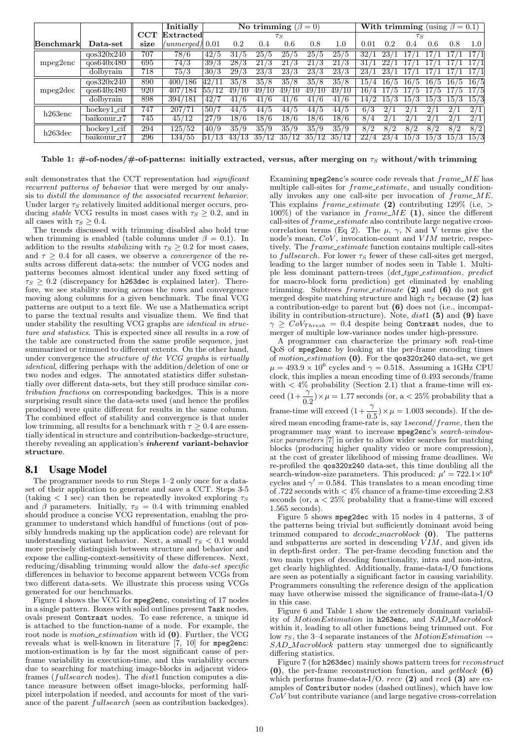| Benchmark | Data-set | CCT size | Initially Extracted (unmerged) | No trimming ($\beta = 0$) $\tau_S$ 0.01 | 0.2 | 0.4 | 0.6 | 0.8 | 1.0 | With trimming (using $\beta = 0.1$) $\tau_S$ 0.01 | 0.2 | 0.4 | 0.6 | 0.8 | 1.0 |
|---|---|---|---|---|---|---|---|---|---|---|---|---|---|---|---|
| mpeg2enc | qos320x240 | 707 | 78/6 | 42/5 | 31/5 | 25/5 | 25/5 | 25/5 | 25/5 | 32/1 | 23/1 | 17/1 | 17/1 | 17/1 | 17/1 |
| | qos640x480 | 695 | 74/3 | 39/3 | 28/3 | 21/3 | 21/3 | 21/3 | 21/3 | 31/1 | 22/1 | 17/1 | 17/1 | 17/1 | 17/1 |
| | dolbyrain | 718 | 75/3 | 30/3 | 29/3 | 23/3 | 23/3 | 23/3 | 23/3 | 23/1 | 23/1 | 17/1 | 17/1 | 17/1 | 17/1 |
| mpeg2dec | qos320x240 | 890 | 400/186 | 42/11 | 35/8 | 35/8 | 35/8 | 35/8 | 35/8 | 15/4 | 16/5 | 16/5 | 16/5 | 16/5 | 16/5 |
| | qos640x480 | 920 | 407/184 | 55/12 | 49/10 | 49/10 | 49/10 | 49/10 | 49/10 | 16/4 | 17/5 | 17/5 | 17/5 | 17/5 | 17/5 |
| | dolbyrain | 898 | 394/181 | 42/7 | 41/6 | 41/6 | 41/6 | 41/6 | 41/6 | 14/2 | 15/3 | 15/3 | 15/3 | 15/3 | 15/3 |
| h263enc | hockey1_cif | 747 | 207/71 | 50/7 | 44/5 | 44/5 | 44/5 | 44/5 | 44/5 | 6/3 | 2/1 | 2/1 | 2/1 | 2/1 | 2/1 |
| | baikonur_r7 | 745 | 45/12 | 27/9 | 18/6 | 18/6 | 18/6 | 18/6 | 18/6 | 8/4 | 2/1 | 2/1 | 2/1 | 2/1 | 2/1 |
| h263dec | hockey1_cif | 294 | 125/52 | 40/9 | 35/9 | 35/9 | 35/9 | 35/9 | 35/9 | 8/2 | 8/2 | 8/2 | 8/2 | 8/2 | 8/2 |
| | baikonur_r7 | 296 | 134/55 | 51/13 | 43/13 | 35/12 | 35/12 | 35/12 | 35/12 | 22/4 | 23/4 | 15/3 | 15/3 | 15/3 | 15/3 |

**Table 1: #-of-nodes/#-of-patterns: initially extracted, versus, after merging on $\tau_S$ without/with trimming**

sult demonstrates that the CCT representation had *significant recurrent patterns of behavior* that were merged by our analysis to *distill the dominance of the associated recurrent behavior*. Under larger $\tau_S$ relatively limited additional merger occurs, producing *stable* VCG results in most cases with $\tau_S \geq 0.2$, and in all cases with $\tau_S \geq 0.4$.

The trends discussed with trimming disabled also hold true when trimming is enabled (table columns under $\beta = 0.1$). In addition to the results *stabilizing* with $\tau_S \geq 0.2$ for most cases, and $\tau \geq 0.4$ for all cases, we observe a *convergence* of the results across different data-sets: the number of VCG nodes and patterns becomes almost identical under any fixed setting of $\tau_S \geq 0.2$ (discrepancy for h263dec is explained later). Therefore, we see stability moving across the rows and convergence moving along columns for a given benchmark. The final VCG patterns are output to a text file. We use a Mathematica script to parse the textual results and visualize them. We find that under stability the resulting VCG graphs are *identical in structure and statistics*. This is expected since all results in a row of the table are constructed from the same profile sequence, just summarized or trimmed to different extents. On the other hand, under convergence the *structure of the VCG graphs* is *virtually identical*, differing perhaps with the addition/deletion of one or two nodes and edges. The annotated statistics differ substantially over different data-sets, but they still produce similar *contribution fractions* on corresponding backedges. This is a more surprising result since the data-sets used (and hence the profiles produced) were quite different for results in the same column. The combined effect of stability and convergence is that under low trimming, all results for a benchmark with $\tau \geq 0.4$ are essentially identical in structure and contribution-backedge-structure, thereby revealing an application's ***inherent* variant-behavior structure**.

## 8.1 Usage Model

The programmer needs to run Steps 1–2 only once for a data-set of their application to generate and save a CCT. Steps 3-5 (taking < 1 sec) can then be repeatedly invoked exploring $\tau_S$ and $\beta$ parameters. Initially, $\tau_S = 0.4$ with trimming enabled should produce a concise VCG representation, enablng the programmer to understand which handful of functions (out of possibly hundreds making up the application code) are relevant for understanding variant behavior. Next, a small $\tau_S < 0.1$ would more precisely distinguish between structure and behavior and expose the calling-context-sensitivity of these differences. Next, reducing/disabling trimming would allow the *data-set specific* differences in behavior to become apparent between VCGs from two different data-sets. We illustrate this process using VCGs generated for our benchmarks.

Figure 4 shows the VCG for mpeg2enc, consisting of 17 nodes in a single pattern. Boxes with solid outlines present Task nodes, ovals present Contrast nodes. To ease reference, a unique id is attached to the function-name of a node. For example, the root node is *motion_estimation* with id **(0)**. Further, the VCG reveals what is well-known in literature [7, 10] for mpeg2enc: motion-estimation is by far the most significant cause of per-frame variability in execution-time, and this variability occurs due to searching for matching image-blocks in adjacent video-frames (*fullsearch* nodes). The *dist*1 function computes a distance measure between offset image-blocks, performing half-pixel interpolation if needed, and accounts for most of the variance of the parent *fullsearch* (seen as contribution backedges). Examining mpeg2enc's source code reveals that *frame_ME* has multiple call-sites for *frame_estimate*, and usually conditionally invokes any one call-site per invocation of *frame_ME*. This explains *frame_estimate* **(2)** contributing 129% (i.e, > 100%) of the variance in *frame_ME* **(1)**, since the different call-sites of *frame_estimate* also contribute large negative cross-correlation terms (Eq 2). The $\mu$, $\gamma$, N and V terms give the node's mean, $CoV$, invocation-count and $VIM$ metric, respectively. The *frame_estimate* function contains multiple call-sites to *fullsearch*. For lower $\tau_S$ fewer of these call-sites get merged, leading to the larger number of nodes seen in Table 1. Multiple less dominant pattern-trees (*dct_type_estimation*, *predict* for macro-block form prediction) get eliminated by enabling trimming. Subtrees *frame_estimate* **(2)** and **(6)** do not get merged despite matching structure and high $\tau_S$ because **(2)** has a contribution-edge to parent but **(6)** does not (i.e., incompatibility in contribution-structure). Note, *dist*1 **(5)** and **(9)** have $\gamma \geq CoV_{Thresh} = 0.4$ despite being Contrast nodes, due to merger of multiple low-variance nodes under high-pressure.

A programmer can characterize the primary soft real-time QoS of mpeg2enc by looking at the per-frame encoding times of *motion_estimation* **(0)**. For the qos320x240 data-set, we get $\mu = 493.9 \times 10^6$ cycles and $\gamma = 0.518$. Assuming a 1GHz CPU clock, this implies a mean encoding time of 0.493 seconds/frame with < 4% probability (Section 2.1) that a frame-time will exceed $(1+\frac{\gamma}{0.2}) \times \mu = 1.77$ seconds (or, a < 25% probability that a frame-time will exceed $(1+\frac{\gamma}{0.5}) \times \mu = 1.003$ seconds). If the desired mean encoding frame-rate is, say 1*second*/*frame*, then the programmer may want to increase mpeg2enc's *search-window-size parameters* [7] to allow wider searches for matching blocks (producing higher quality video or more compression), at the cost of greater likelihood of missing frame deadlines. We re-profiled the qos320x240 data-set, this time doubling all the search-window-size parameters. This produced: $\mu' = 722.1 \times 10^6$ cycles and $\gamma' = 0.584$. This translates to a mean encoding time of .722 seconds with < 4% chance of a frame-time exceeding 2.83 seconds (or, a < 25% probability that a frame-time will exceed 1.565 seconds).

Figure 5 shows mpeg2dec with 15 nodes in 4 patterns, 3 of the patterns being trivial but sufficiently dominant avoid being trimmed compared to *decode_macroblock* **(0)**. The patterns and subpatterns are sorted in descending $VIM$, and given ids in depth-first order. The per-frame decoding function and the two main types of decoding functionality, intra and non-intra, get clearly highlighted. Additionally, frame-data-I/O functions are seen as potentially a significant factor in causing variability. Programmers consulting the reference design of the application may have otherwise missed the significance of frame-data-I/O in this case.

Figure 6 and Table 1 show the extremely dominant variability of *MotionEstimation* in h263enc, and *SAD_Macroblock* within it, leading to all other functions being trimmed out. For low $\tau_S$, the 3–4 separate instances of the *MotionEstimation* → *SAD_Macroblock* pattern stay unmerged due to significantly differing statistics.

Figure 7 (for h263dec) mainly shows pattern trees for *reconstruct* **(0)**, the per-frame reconstruction function, and *getblock* **(6)** which performs frame-data-I/O. *recv* **(2)** and *rec*4 **(3)** are examples of Contributor nodes (dashed outlines), which have low $CoV$ but contribute variance (and large negative cross-correlation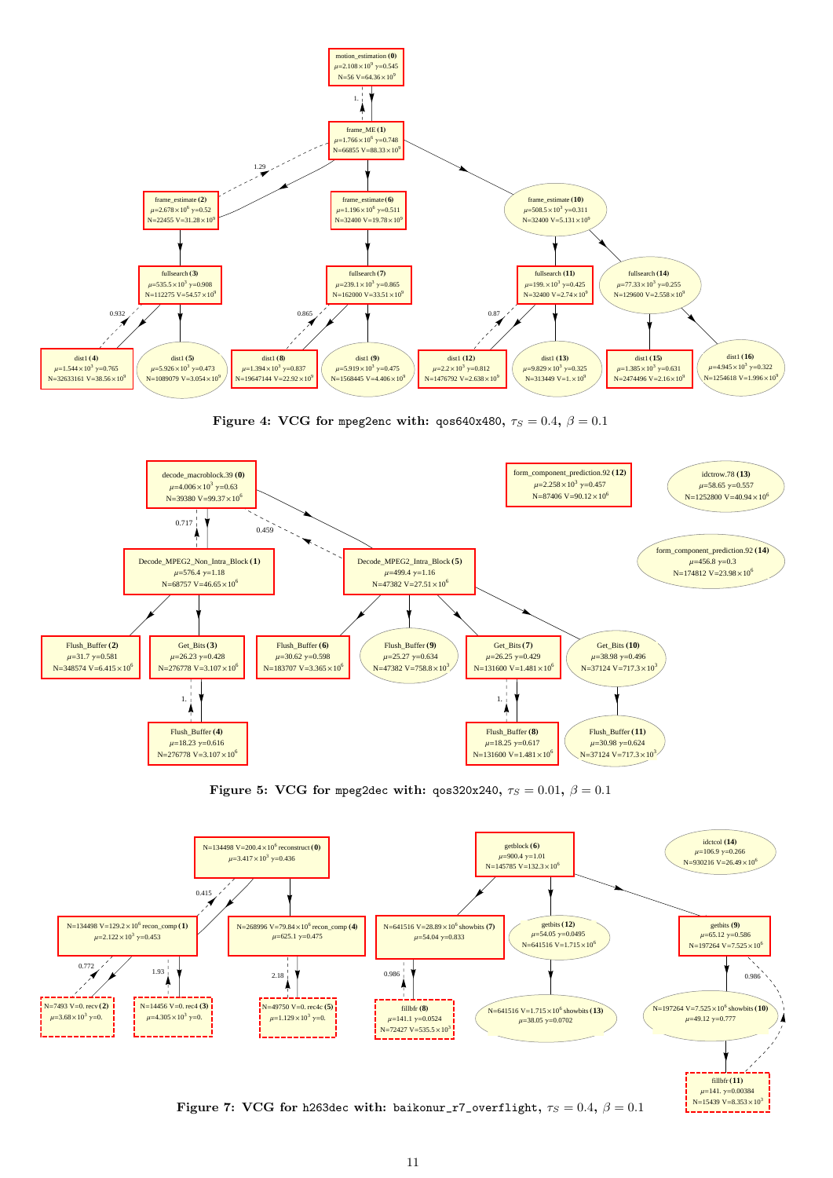Figure 4: VCG for `mpeg2enc` with: `qos640x480`, $\tau_S = 0.4$, $\beta = 0.1$

Figure 5: VCG for `mpeg2dec` with: `qos320x240`, $\tau_S = 0.01$, $\beta = 0.1$

Figure 7: VCG for `h263dec` with: `baikonur_r7_overflight`, $\tau_S = 0.4$, $\beta = 0.1$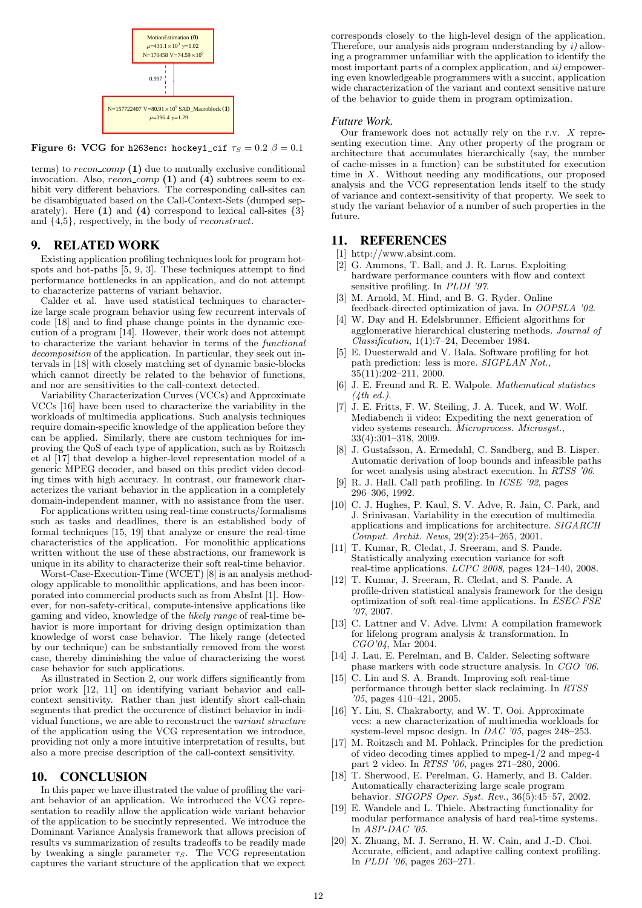MotionEstimation **(0)**
$\mu$=431.1×10[3] $\gamma$=1.02
N=170458 V=74.59×10[9]

0.997

N=157722407 V=80.91×10[9] SAD_Macroblock **(1)**
$\mu$=396.4 $\gamma$=1.29

**Figure 6: VCG for `h263enc: hockey1_cif` $\tau_S = 0.2$ $\beta = 0.1$**

terms) to *recon_comp* **(1)** due to mutually exclusive conditional invocation. Also, *recon_comp* **(1)** and **(4)** subtrees seem to exhibit very different behaviors. The corresponding call-sites can be disambiguated based on the Call-Context-Sets (dumped separately). Here **(1)** and **(4)** correspond to lexical call-sites {3} and {4,5}, respectively, in the body of *reconstruct*.

## 9. RELATED WORK

Existing application profiling techniques look for program hotspots and hot-paths [5, 9, 3]. These techniques attempt to find performance bottlenecks in an application, and do not attempt to characterize patterns of variant behavior.

Calder et al. have used statistical techniques to characterize large scale program behavior using few recurrent intervals of code [18] and to find phase change points in the dynamic execution of a program [14]. However, their work does not attempt to characterize the variant behavior in terms of the *functional decomposition* of the application. In particular, they seek out intervals in [18] with closely matching set of dynamic basic-blocks which cannot directly be related to the behavior of functions, and nor are sensitivities to the call-context detected.

Variability Characterization Curves (VCCs) and Approximate VCCs [16] have been used to characterize the variability in the workloads of multimedia applications. Such analysis techniques require domain-specific knowledge of the application before they can be applied. Similarly, there are custom techniques for improving the QoS of each type of application, such as by Roitzsch et al [17] that develop a higher-level representation model of a generic MPEG decoder, and based on this predict video decoding times with high accuracy. In contrast, our framework characterizes the variant behavior in the application in a completely domain-independent manner, with no assistance from the user.

For applications written using real-time constructs/formalisms such as tasks and deadlines, there is an established body of formal techniques [15, 19] that analyze or ensure the real-time characteristics of the application. For monolithic applications written without the use of these abstractions, our framework is unique in its ability to characterize their soft real-time behavior.

Worst-Case-Execution-Time (WCET) [8] is an analysis methodology applicable to monolithic applications, and has been incorporated into commercial products such as from AbsInt [1]. However, for non-safety-critical, compute-intensive applications like gaming and video, knowledge of the *likely range* of real-time behavior is more important for driving design optimization than knowledge of worst case behavior. The likely range (detected by our technique) can be substantially removed from the worst case, thereby diminishing the value of characterizing the worst case behavior for such applications.

As illustrated in Section 2, our work differs significantly from prior work [12, 11] on identifying variant behavior and call-context sensitivity. Rather than just identify short call-chain segments that predict the occurence of distinct behavior in individual functions, we are able to reconstruct the *variant structure* of the application using the VCG representation we introduce, providing not only a more intuitive interpretation of results, but also a more precise description of the call-context sensitivity.

## 10. CONCLUSION

In this paper we have illustrated the value of profiling the variant behavior of an application. We introduced the VCG representation to readily allow the application wide variant behavior of the application to be succintly represented. We introduce the Dominant Variance Analysis framework that allows precision of results vs summarization of results tradeoffs to be readily made by tweaking a single parameter $\tau_S$. The VCG representation captures the variant structure of the application that we expect corresponds closely to the high-level design of the application. Therefore, our analysis aids program understanding by *i)* allowing a programmer unfamiliar with the application to identify the most important parts of a complex application, and *ii)* empowering even knowledgeable programmers with a succint, application wide characterization of the variant and context sensitive nature of the behavior to guide them in program optimization.

### Future Work.

Our framework does not actually rely on the r.v. $X$ representing execution time. Any other property of the program or architecture that accumulates hierarchically (say, the number of cache-misses in a function) can be substituted for execution time in $X$. Without needing any modifications, our proposed analysis and the VCG representation lends itself to the study of variance and context-sensitivity of that property. We seek to study the variant behavior of a number of such properties in the future.

## 11. REFERENCES

[1] http://www.absint.com.

[2] G. Ammons, T. Ball, and J. R. Larus. Exploiting hardware performance counters with flow and context sensitive profiling. In *PLDI '97*.

[3] M. Arnold, M. Hind, and B. G. Ryder. Online feedback-directed optimization of java. In *OOPSLA '02*.

[4] W. Day and H. Edelsbrunner. Efficient algorithms for agglomerative hierarchical clustering methods. *Journal of Classification*, 1(1):7–24, December 1984.

[5] E. Duesterwald and V. Bala. Software profiling for hot path prediction: less is more. *SIGPLAN Not.*, 35(11):202–211, 2000.

[6] J. E. Freund and R. E. Walpole. *Mathematical statistics (4th ed.)*.

[7] J. E. Fritts, F. W. Steiling, J. A. Tucek, and W. Wolf. Mediabench ii video: Expediting the next generation of video systems research. *Microprocess. Microsyst.*, 33(4):301–318, 2009.

[8] J. Gustafsson, A. Ermedahl, C. Sandberg, and B. Lisper. Automatic derivation of loop bounds and infeasible paths for wcet analysis using abstract execution. In *RTSS '06*.

[9] R. J. Hall. Call path profiling. In *ICSE '92*, pages 296–306, 1992.

[10] C. J. Hughes, P. Kaul, S. V. Adve, R. Jain, C. Park, and J. Srinivasan. Variability in the execution of multimedia applications and implications for architecture. *SIGARCH Comput. Archit. News*, 29(2):254–265, 2001.

[11] T. Kumar, R. Cledat, J. Sreeram, and S. Pande. Statistically analyzing execution variance for soft real-time applications. *LCPC 2008*, pages 124–140, 2008.

[12] T. Kumar, J. Sreeram, R. Cledat, and S. Pande. A profile-driven statistical analysis framework for the design optimization of soft real-time applications. In *ESEC-FSE '07*, 2007.

[13] C. Lattner and V. Adve. Llvm: A compilation framework for lifelong program analysis & transformation. In *CGO'04*, Mar 2004.

[14] J. Lau, E. Perelman, and B. Calder. Selecting software phase markers with code structure analysis. In *CGO '06*.

[15] C. Lin and S. A. Brandt. Improving soft real-time performance through better slack reclaiming. In *RTSS '05*, pages 410–421, 2005.

[16] Y. Liu, S. Chakraborty, and W. T. Ooi. Approximate vccs: a new characterization of multimedia workloads for system-level mpsoc design. In *DAC '05*, pages 248–253.

[17] M. Roitzsch and M. Pohlack. Principles for the prediction of video decoding times applied to mpeg-1/2 and mpeg-4 part 2 video. In *RTSS '06*, pages 271–280, 2006.

[18] T. Sherwood, E. Perelman, G. Hamerly, and B. Calder. Automatically characterizing large scale program behavior. *SIGOPS Oper. Syst. Rev.*, 36(5):45–57, 2002.

[19] E. Wandele and L. Thiele. Abstracting functionality for modular performance analysis of hard real-time systems. In *ASP-DAC '05*.

[20] X. Zhuang, M. J. Serrano, H. W. Cain, and J.-D. Choi. Accurate, efficient, and adaptive calling context profiling. In *PLDI '06*, pages 263–271.